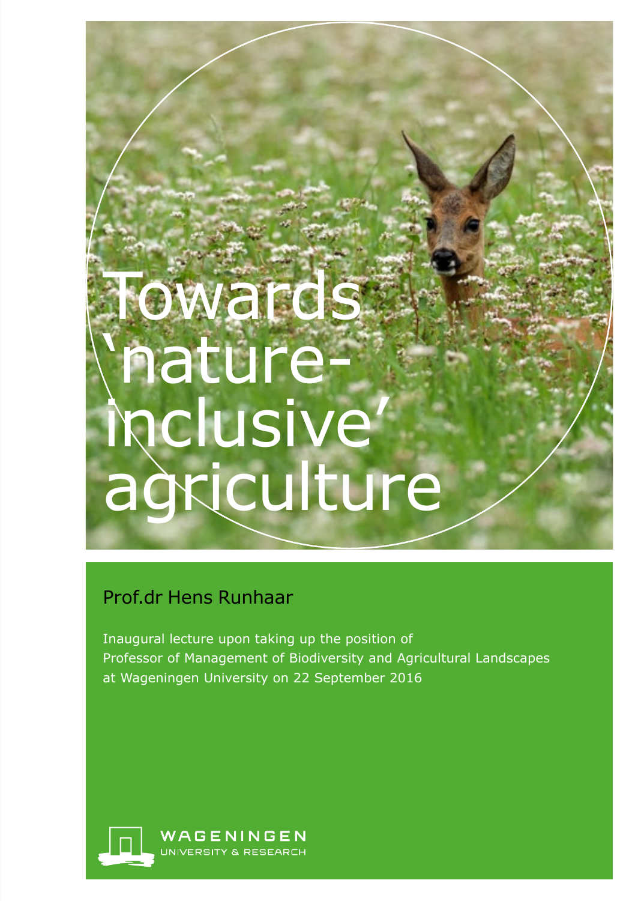# Towards 'nature-inclusive' agriculture

Prof.dr Hens Runhaar

Inaugural lecture upon taking up the position of Professor of Management of Biodiversity and Agricultural Landscapes at Wageningen University on 22 September 2016

WAGENINGEN UNIVERSITY & RESEARCH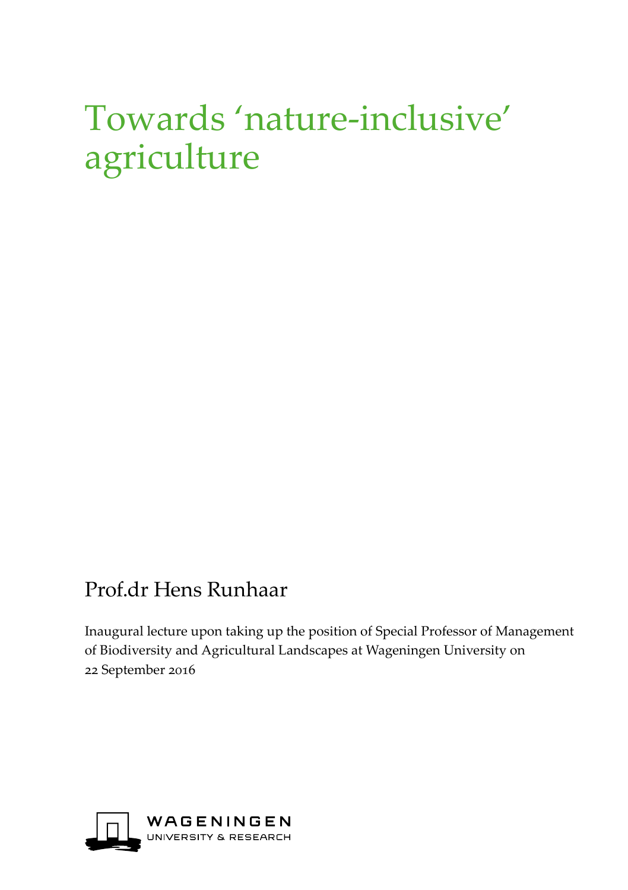# Towards 'nature-inclusive' agriculture

## Prof.dr Hens Runhaar

Inaugural lecture upon taking up the position of Special Professor of Management of Biodiversity and Agricultural Landscapes at Wageningen University on 22 September 2016

WAGENINGEN
UNIVERSITY & RESEARCH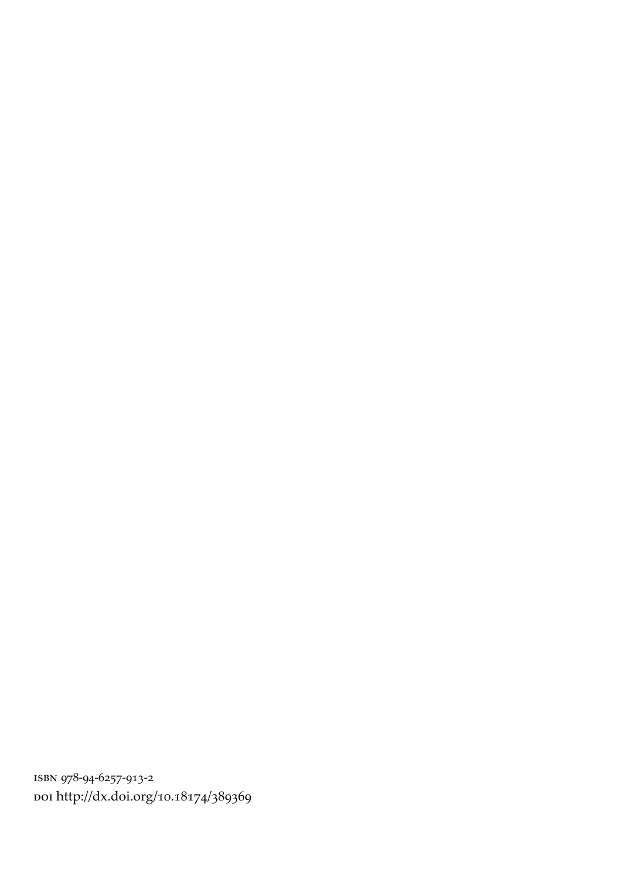isbn 978-94-6257-913-2
doi http://dx.doi.org/10.18174/389369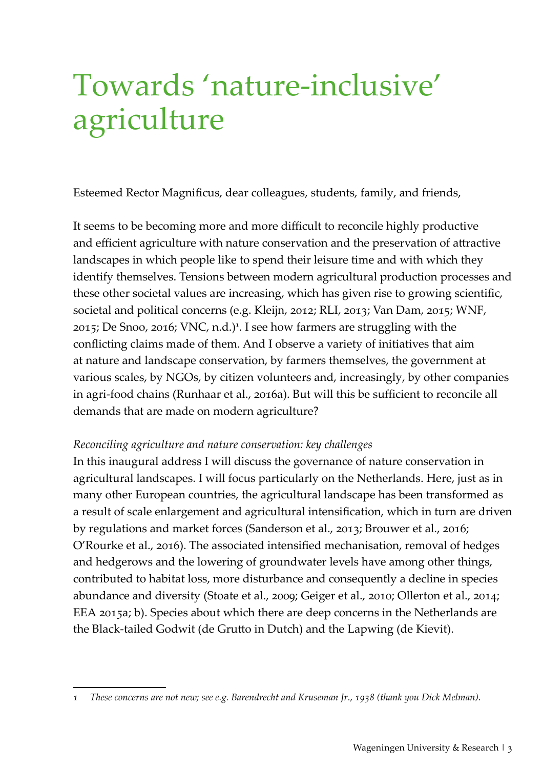# Towards 'nature-inclusive' agriculture

Esteemed Rector Magnificus, dear colleagues, students, family, and friends,

It seems to be becoming more and more difficult to reconcile highly productive and efficient agriculture with nature conservation and the preservation of attractive landscapes in which people like to spend their leisure time and with which they identify themselves. Tensions between modern agricultural production processes and these other societal values are increasing, which has given rise to growing scientific, societal and political concerns (e.g. Kleijn, 2012; RLI, 2013; Van Dam, 2015; WNF, 2015; De Snoo, 2016; VNC, n.d.)[1]. I see how farmers are struggling with the conflicting claims made of them. And I observe a variety of initiatives that aim at nature and landscape conservation, by farmers themselves, the government at various scales, by NGOs, by citizen volunteers and, increasingly, by other companies in agri-food chains (Runhaar et al., 2016a). But will this be sufficient to reconcile all demands that are made on modern agriculture?

*Reconciling agriculture and nature conservation: key challenges*

In this inaugural address I will discuss the governance of nature conservation in agricultural landscapes. I will focus particularly on the Netherlands. Here, just as in many other European countries, the agricultural landscape has been transformed as a result of scale enlargement and agricultural intensification, which in turn are driven by regulations and market forces (Sanderson et al., 2013; Brouwer et al., 2016; O'Rourke et al., 2016). The associated intensified mechanisation, removal of hedges and hedgerows and the lowering of groundwater levels have among other things, contributed to habitat loss, more disturbance and consequently a decline in species abundance and diversity (Stoate et al., 2009; Geiger et al., 2010; Ollerton et al., 2014; EEA 2015a; b). Species about which there are deep concerns in the Netherlands are the Black-tailed Godwit (de Grutto in Dutch) and the Lapwing (de Kievit).

*1 These concerns are not new; see e.g. Barendrecht and Kruseman Jr., 1938 (thank you Dick Melman).*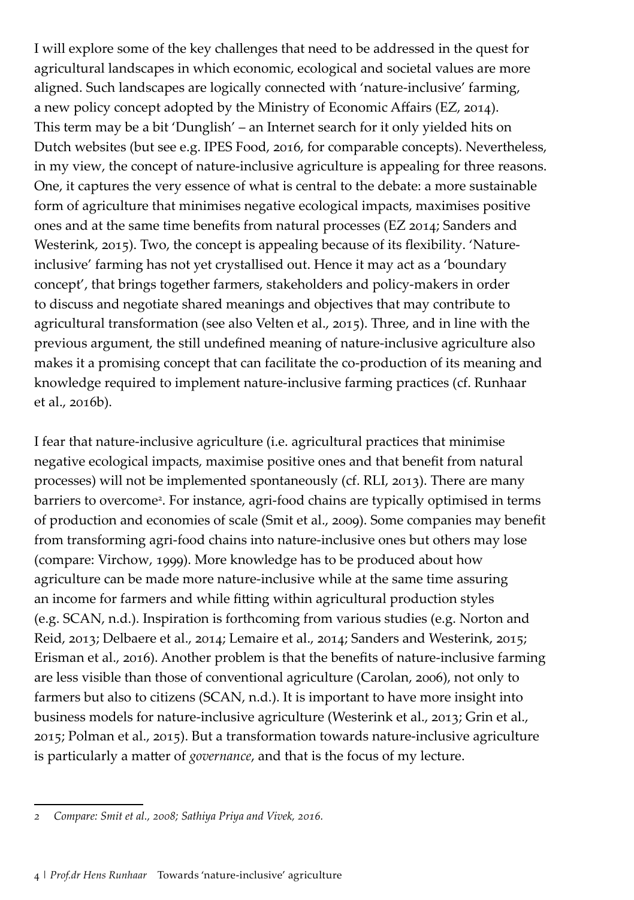I will explore some of the key challenges that need to be addressed in the quest for agricultural landscapes in which economic, ecological and societal values are more aligned. Such landscapes are logically connected with 'nature-inclusive' farming, a new policy concept adopted by the Ministry of Economic Affairs (EZ, 2014). This term may be a bit 'Dunglish' – an Internet search for it only yielded hits on Dutch websites (but see e.g. IPES Food, 2016, for comparable concepts). Nevertheless, in my view, the concept of nature-inclusive agriculture is appealing for three reasons. One, it captures the very essence of what is central to the debate: a more sustainable form of agriculture that minimises negative ecological impacts, maximises positive ones and at the same time benefits from natural processes (EZ 2014; Sanders and Westerink, 2015). Two, the concept is appealing because of its flexibility. 'Nature-inclusive' farming has not yet crystallised out. Hence it may act as a 'boundary concept', that brings together farmers, stakeholders and policy-makers in order to discuss and negotiate shared meanings and objectives that may contribute to agricultural transformation (see also Velten et al., 2015). Three, and in line with the previous argument, the still undefined meaning of nature-inclusive agriculture also makes it a promising concept that can facilitate the co-production of its meaning and knowledge required to implement nature-inclusive farming practices (cf. Runhaar et al., 2016b).

I fear that nature-inclusive agriculture (i.e. agricultural practices that minimise negative ecological impacts, maximise positive ones and that benefit from natural processes) will not be implemented spontaneously (cf. RLI, 2013). There are many barriers to overcome[2]. For instance, agri-food chains are typically optimised in terms of production and economies of scale (Smit et al., 2009). Some companies may benefit from transforming agri-food chains into nature-inclusive ones but others may lose (compare: Virchow, 1999). More knowledge has to be produced about how agriculture can be made more nature-inclusive while at the same time assuring an income for farmers and while fitting within agricultural production styles (e.g. SCAN, n.d.). Inspiration is forthcoming from various studies (e.g. Norton and Reid, 2013; Delbaere et al., 2014; Lemaire et al., 2014; Sanders and Westerink, 2015; Erisman et al., 2016). Another problem is that the benefits of nature-inclusive farming are less visible than those of conventional agriculture (Carolan, 2006), not only to farmers but also to citizens (SCAN, n.d.). It is important to have more insight into business models for nature-inclusive agriculture (Westerink et al., 2013; Grin et al., 2015; Polman et al., 2015). But a transformation towards nature-inclusive agriculture is particularly a matter of *governance*, and that is the focus of my lecture.

---

[2] *Compare: Smit et al., 2008; Sathiya Priya and Vivek, 2016.*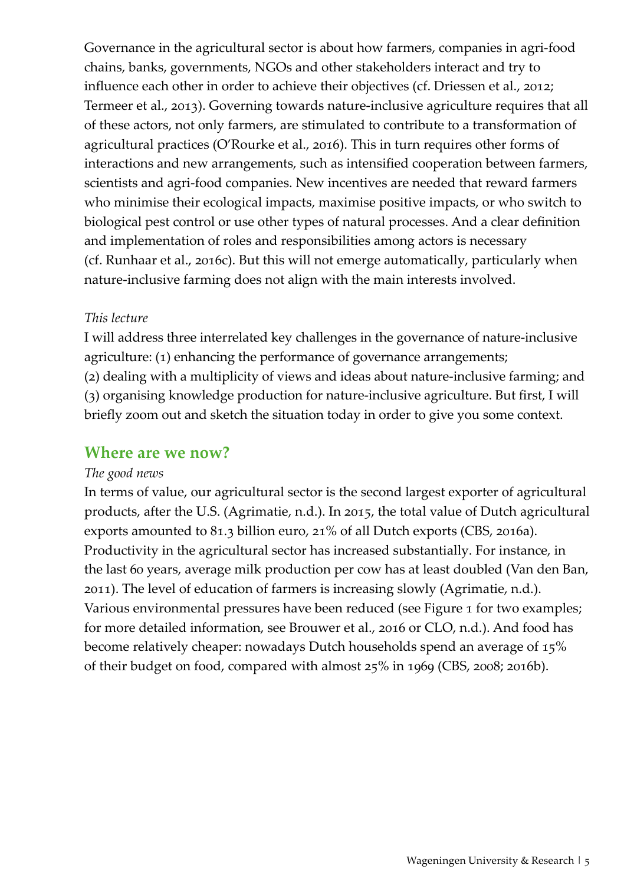Governance in the agricultural sector is about how farmers, companies in agri-food chains, banks, governments, NGOs and other stakeholders interact and try to influence each other in order to achieve their objectives (cf. Driessen et al., 2012; Termeer et al., 2013). Governing towards nature-inclusive agriculture requires that all of these actors, not only farmers, are stimulated to contribute to a transformation of agricultural practices (O'Rourke et al., 2016). This in turn requires other forms of interactions and new arrangements, such as intensified cooperation between farmers, scientists and agri-food companies. New incentives are needed that reward farmers who minimise their ecological impacts, maximise positive impacts, or who switch to biological pest control or use other types of natural processes. And a clear definition and implementation of roles and responsibilities among actors is necessary (cf. Runhaar et al., 2016c). But this will not emerge automatically, particularly when nature-inclusive farming does not align with the main interests involved.

*This lecture*

I will address three interrelated key challenges in the governance of nature-inclusive agriculture: (1) enhancing the performance of governance arrangements; (2) dealing with a multiplicity of views and ideas about nature-inclusive farming; and (3) organising knowledge production for nature-inclusive agriculture. But first, I will briefly zoom out and sketch the situation today in order to give you some context.

## Where are we now?

*The good news*

In terms of value, our agricultural sector is the second largest exporter of agricultural products, after the U.S. (Agrimatie, n.d.). In 2015, the total value of Dutch agricultural exports amounted to 81.3 billion euro, 21% of all Dutch exports (CBS, 2016a). Productivity in the agricultural sector has increased substantially. For instance, in the last 60 years, average milk production per cow has at least doubled (Van den Ban, 2011). The level of education of farmers is increasing slowly (Agrimatie, n.d.). Various environmental pressures have been reduced (see Figure 1 for two examples; for more detailed information, see Brouwer et al., 2016 or CLO, n.d.). And food has become relatively cheaper: nowadays Dutch households spend an average of 15% of their budget on food, compared with almost 25% in 1969 (CBS, 2008; 2016b).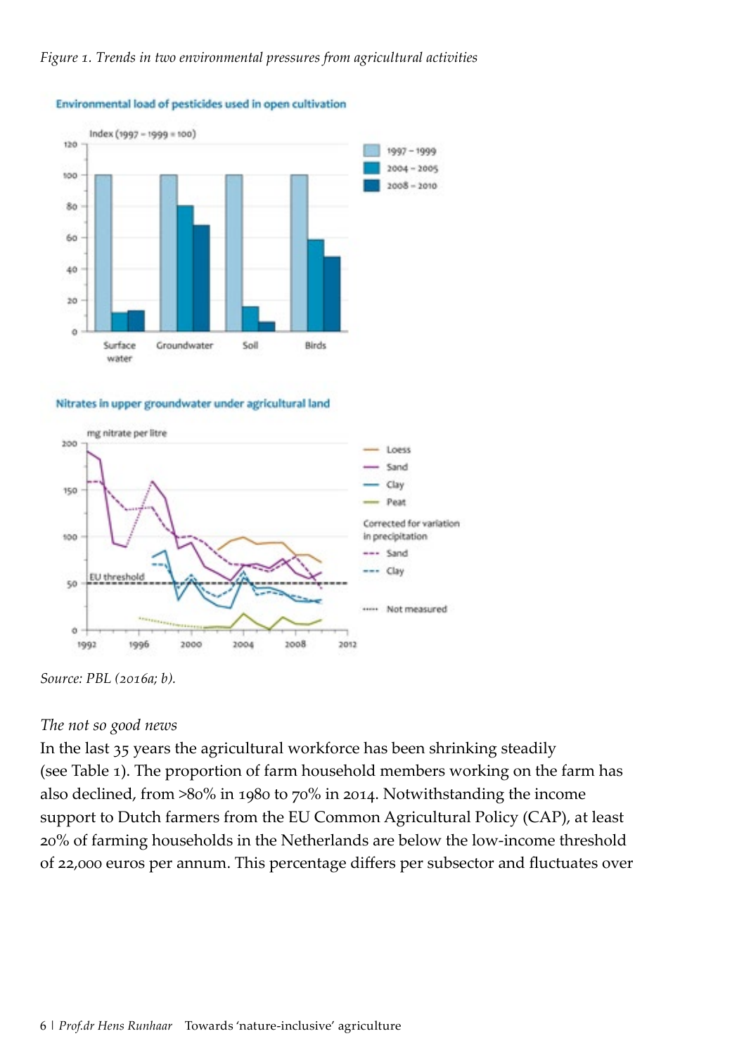*Figure 1. Trends in two environmental pressures from agricultural activities*

Environmental load of pesticides used in open cultivation

Index (1997 – 1999 = 100)

120
100
80
60
40
20
0

Surface water
Groundwater
Soil
Birds

1997 – 1999
2004 – 2005
2008 – 2010

Nitrates in upper groundwater under agricultural land

mg nitrate per litre

200
150
100
50
0

EU threshold

1992
1996
2000
2004
2008
2012

Loess
Sand
Clay
Peat

Corrected for variation in precipitation
Sand
Clay

Not measured

*Source: PBL (2016a; b).*

*The not so good news*

In the last 35 years the agricultural workforce has been shrinking steadily (see Table 1). The proportion of farm household members working on the farm has also declined, from >80% in 1980 to 70% in 2014. Notwithstanding the income support to Dutch farmers from the EU Common Agricultural Policy (CAP), at least 20% of farming households in the Netherlands are below the low-income threshold of 22,000 euros per annum. This percentage differs per subsector and fluctuates over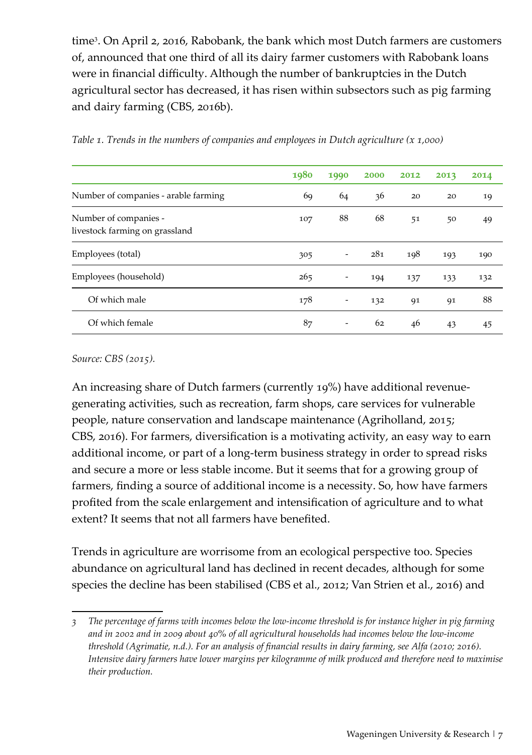time[3]. On April 2, 2016, Rabobank, the bank which most Dutch farmers are customers of, announced that one third of all its dairy farmer customers with Rabobank loans were in financial difficulty. Although the number of bankruptcies in the Dutch agricultural sector has decreased, it has risen within subsectors such as pig farming and dairy farming (CBS, 2016b).

*Table 1. Trends in the numbers of companies and employees in Dutch agriculture (x 1,000)*

| | 1980 | 1990 | 2000 | 2012 | 2013 | 2014 |
|---|---|---|---|---|---|---|
| Number of companies - arable farming | 69 | 64 | 36 | 20 | 20 | 19 |
| Number of companies - livestock farming on grassland | 107 | 88 | 68 | 51 | 50 | 49 |
| Employees (total) | 305 | - | 281 | 198 | 193 | 190 |
| Employees (household) | 265 | - | 194 | 137 | 133 | 132 |
| Of which male | 178 | - | 132 | 91 | 91 | 88 |
| Of which female | 87 | - | 62 | 46 | 43 | 45 |

*Source: CBS (2015).*

An increasing share of Dutch farmers (currently 19%) have additional revenue-generating activities, such as recreation, farm shops, care services for vulnerable people, nature conservation and landscape maintenance (Agriholland, 2015; CBS, 2016). For farmers, diversification is a motivating activity, an easy way to earn additional income, or part of a long-term business strategy in order to spread risks and secure a more or less stable income. But it seems that for a growing group of farmers, finding a source of additional income is a necessity. So, how have farmers profited from the scale enlargement and intensification of agriculture and to what extent? It seems that not all farmers have benefited.

Trends in agriculture are worrisome from an ecological perspective too. Species abundance on agricultural land has declined in recent decades, although for some species the decline has been stabilised (CBS et al., 2012; Van Strien et al., 2016) and

*3 The percentage of farms with incomes below the low-income threshold is for instance higher in pig farming and in 2002 and in 2009 about 40% of all agricultural households had incomes below the low-income threshold (Agrimatie, n.d.). For an analysis of financial results in dairy farming, see Alfa (2010; 2016). Intensive dairy farmers have lower margins per kilogramme of milk produced and therefore need to maximise their production.*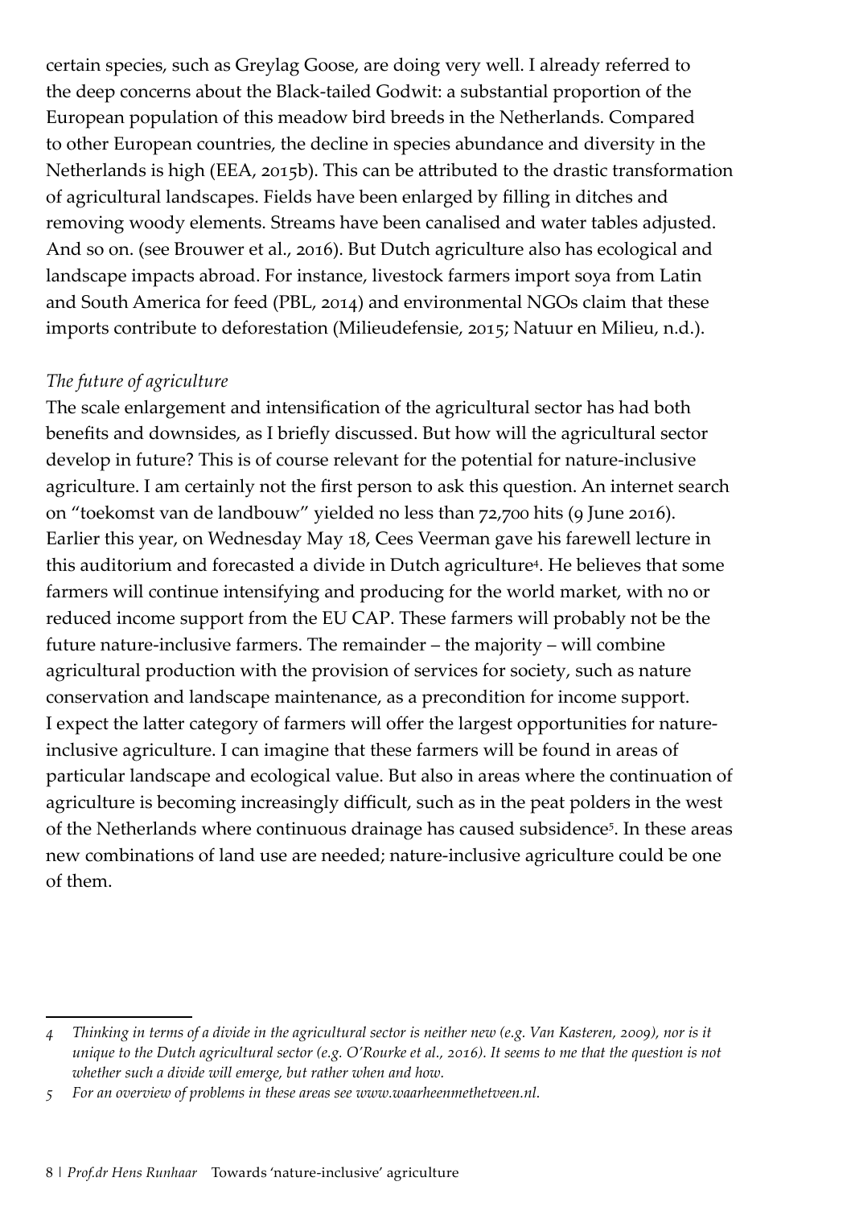certain species, such as Greylag Goose, are doing very well. I already referred to the deep concerns about the Black-tailed Godwit: a substantial proportion of the European population of this meadow bird breeds in the Netherlands. Compared to other European countries, the decline in species abundance and diversity in the Netherlands is high (EEA, 2015b). This can be attributed to the drastic transformation of agricultural landscapes. Fields have been enlarged by filling in ditches and removing woody elements. Streams have been canalised and water tables adjusted. And so on. (see Brouwer et al., 2016). But Dutch agriculture also has ecological and landscape impacts abroad. For instance, livestock farmers import soya from Latin and South America for feed (PBL, 2014) and environmental NGOs claim that these imports contribute to deforestation (Milieudefensie, 2015; Natuur en Milieu, n.d.).

*The future of agriculture*

The scale enlargement and intensification of the agricultural sector has had both benefits and downsides, as I briefly discussed. But how will the agricultural sector develop in future? This is of course relevant for the potential for nature-inclusive agriculture. I am certainly not the first person to ask this question. An internet search on "toekomst van de landbouw" yielded no less than 72,700 hits (9 June 2016). Earlier this year, on Wednesday May 18, Cees Veerman gave his farewell lecture in this auditorium and forecasted a divide in Dutch agriculture[4]. He believes that some farmers will continue intensifying and producing for the world market, with no or reduced income support from the EU CAP. These farmers will probably not be the future nature-inclusive farmers. The remainder – the majority – will combine agricultural production with the provision of services for society, such as nature conservation and landscape maintenance, as a precondition for income support. I expect the latter category of farmers will offer the largest opportunities for nature-inclusive agriculture. I can imagine that these farmers will be found in areas of particular landscape and ecological value. But also in areas where the continuation of agriculture is becoming increasingly difficult, such as in the peat polders in the west of the Netherlands where continuous drainage has caused subsidence[5]. In these areas new combinations of land use are needed; nature-inclusive agriculture could be one of them.

*4 Thinking in terms of a divide in the agricultural sector is neither new (e.g. Van Kasteren, 2009), nor is it unique to the Dutch agricultural sector (e.g. O'Rourke et al., 2016). It seems to me that the question is not whether such a divide will emerge, but rather when and how.*

*5 For an overview of problems in these areas see www.waarheenmetheveen.nl.*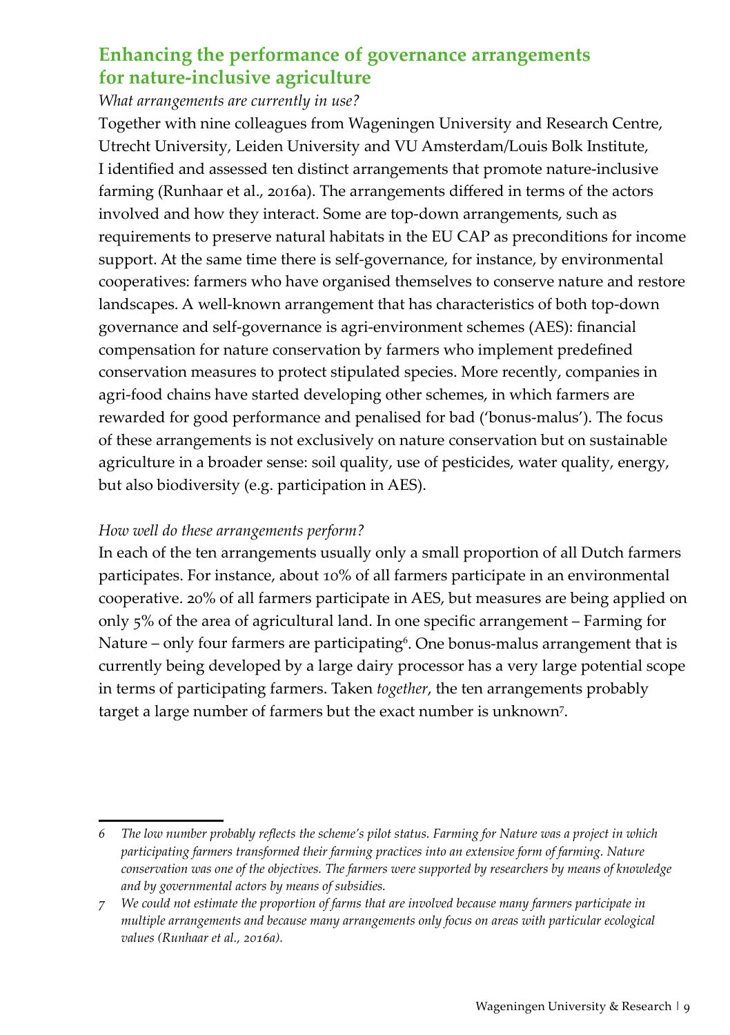## Enhancing the performance of governance arrangements for nature-inclusive agriculture

*What arrangements are currently in use?*

Together with nine colleagues from Wageningen University and Research Centre, Utrecht University, Leiden University and VU Amsterdam/Louis Bolk Institute, I identified and assessed ten distinct arrangements that promote nature-inclusive farming (Runhaar et al., 2016a). The arrangements differed in terms of the actors involved and how they interact. Some are top-down arrangements, such as requirements to preserve natural habitats in the EU CAP as preconditions for income support. At the same time there is self-governance, for instance, by environmental cooperatives: farmers who have organised themselves to conserve nature and restore landscapes. A well-known arrangement that has characteristics of both top-down governance and self-governance is agri-environment schemes (AES): financial compensation for nature conservation by farmers who implement predefined conservation measures to protect stipulated species. More recently, companies in agri-food chains have started developing other schemes, in which farmers are rewarded for good performance and penalised for bad ('bonus-malus'). The focus of these arrangements is not exclusively on nature conservation but on sustainable agriculture in a broader sense: soil quality, use of pesticides, water quality, energy, but also biodiversity (e.g. participation in AES).

*How well do these arrangements perform?*

In each of the ten arrangements usually only a small proportion of all Dutch farmers participates. For instance, about 10% of all farmers participate in an environmental cooperative. 20% of all farmers participate in AES, but measures are being applied on only 5% of the area of agricultural land. In one specific arrangement – Farming for Nature – only four farmers are participating[6]. One bonus-malus arrangement that is currently being developed by a large dairy processor has a very large potential scope in terms of participating farmers. Taken *together*, the ten arrangements probably target a large number of farmers but the exact number is unknown[7].

---

*6 The low number probably reflects the scheme's pilot status. Farming for Nature was a project in which participating farmers transformed their farming practices into an extensive form of farming. Nature conservation was one of the objectives. The farmers were supported by researchers by means of knowledge and by governmental actors by means of subsidies.*

*7 We could not estimate the proportion of farms that are involved because many farmers participate in multiple arrangements and because many arrangements only focus on areas with particular ecological values (Runhaar et al., 2016a).*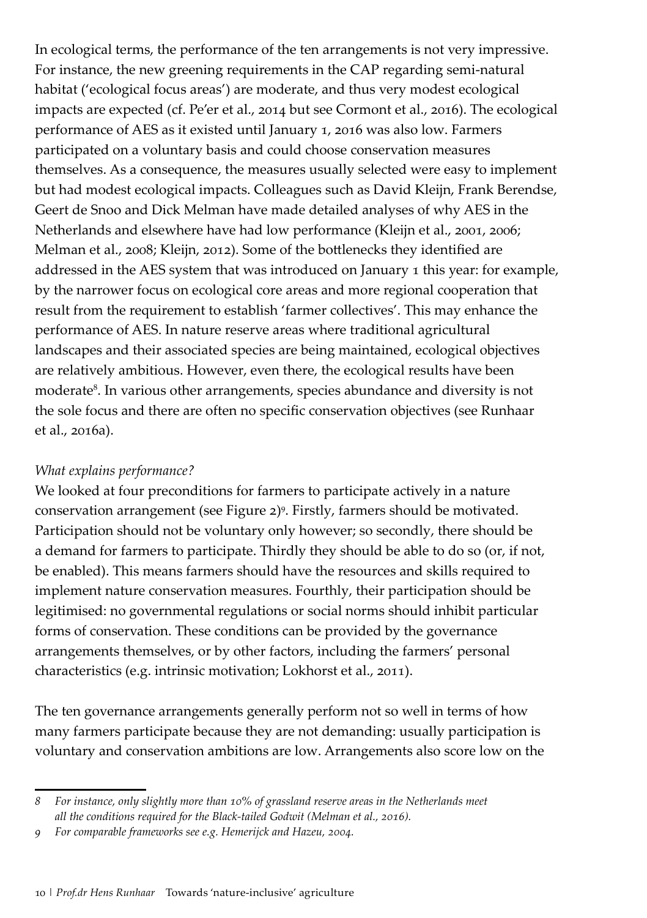In ecological terms, the performance of the ten arrangements is not very impressive. For instance, the new greening requirements in the CAP regarding semi-natural habitat ('ecological focus areas') are moderate, and thus very modest ecological impacts are expected (cf. Pe'er et al., 2014 but see Cormont et al., 2016). The ecological performance of AES as it existed until January 1, 2016 was also low. Farmers participated on a voluntary basis and could choose conservation measures themselves. As a consequence, the measures usually selected were easy to implement but had modest ecological impacts. Colleagues such as David Kleijn, Frank Berendse, Geert de Snoo and Dick Melman have made detailed analyses of why AES in the Netherlands and elsewhere have had low performance (Kleijn et al., 2001, 2006; Melman et al., 2008; Kleijn, 2012). Some of the bottlenecks they identified are addressed in the AES system that was introduced on January 1 this year: for example, by the narrower focus on ecological core areas and more regional cooperation that result from the requirement to establish 'farmer collectives'. This may enhance the performance of AES. In nature reserve areas where traditional agricultural landscapes and their associated species are being maintained, ecological objectives are relatively ambitious. However, even there, the ecological results have been moderate[8]. In various other arrangements, species abundance and diversity is not the sole focus and there are often no specific conservation objectives (see Runhaar et al., 2016a).

*What explains performance?*

We looked at four preconditions for farmers to participate actively in a nature conservation arrangement (see Figure 2)[9]. Firstly, farmers should be motivated. Participation should not be voluntary only however; so secondly, there should be a demand for farmers to participate. Thirdly they should be able to do so (or, if not, be enabled). This means farmers should have the resources and skills required to implement nature conservation measures. Fourthly, their participation should be legitimised: no governmental regulations or social norms should inhibit particular forms of conservation. These conditions can be provided by the governance arrangements themselves, or by other factors, including the farmers' personal characteristics (e.g. intrinsic motivation; Lokhorst et al., 2011).

The ten governance arrangements generally perform not so well in terms of how many farmers participate because they are not demanding: usually participation is voluntary and conservation ambitions are low. Arrangements also score low on the

*8 For instance, only slightly more than 10% of grassland reserve areas in the Netherlands meet all the conditions required for the Black-tailed Godwit (Melman et al., 2016).*

*9 For comparable frameworks see e.g. Hemerijck and Hazeu, 2004.*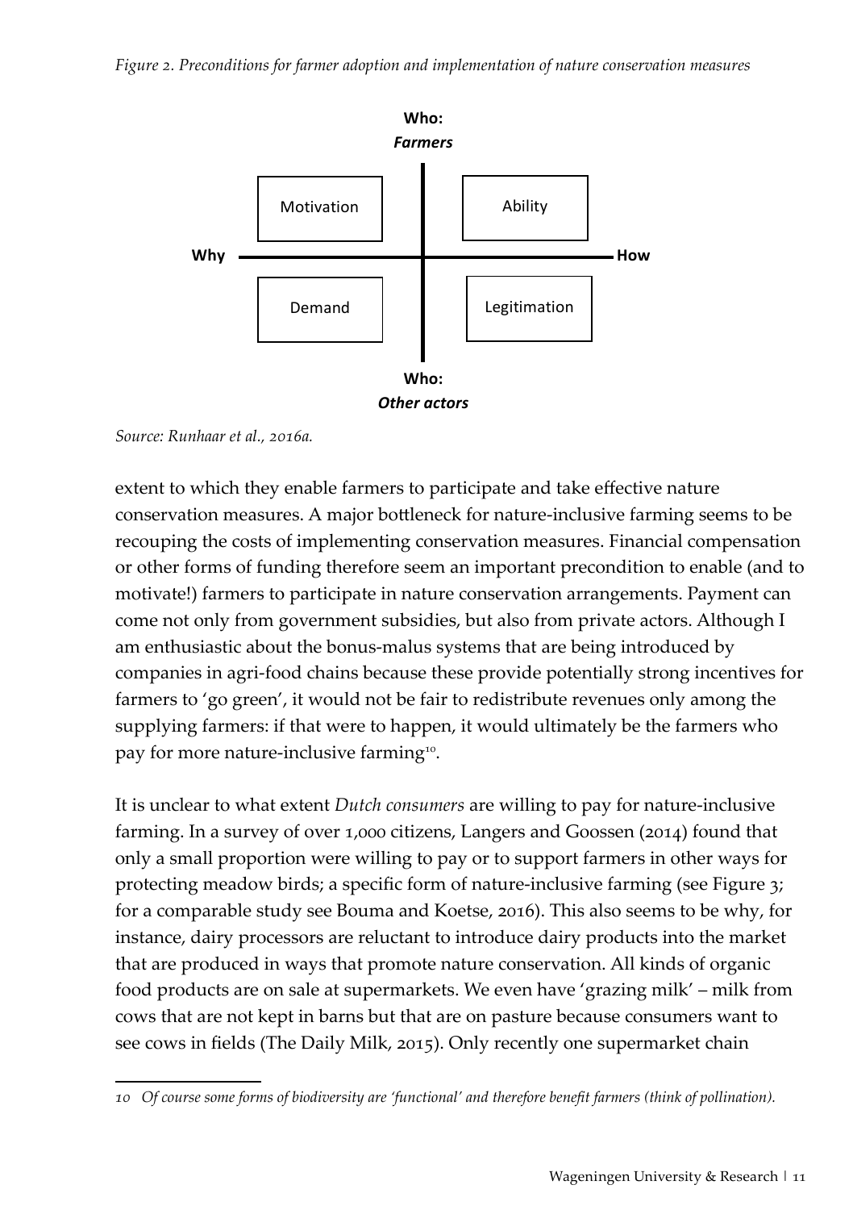*Figure 2. Preconditions for farmer adoption and implementation of nature conservation measures*

Who:
*Farmers*

Motivation

Ability

Why

How

Demand

Legitimation

Who:
*Other actors*

*Source: Runhaar et al., 2016a.*

extent to which they enable farmers to participate and take effective nature conservation measures. A major bottleneck for nature-inclusive farming seems to be recouping the costs of implementing conservation measures. Financial compensation or other forms of funding therefore seem an important precondition to enable (and to motivate!) farmers to participate in nature conservation arrangements. Payment can come not only from government subsidies, but also from private actors. Although I am enthusiastic about the bonus-malus systems that are being introduced by companies in agri-food chains because these provide potentially strong incentives for farmers to 'go green', it would not be fair to redistribute revenues only among the supplying farmers: if that were to happen, it would ultimately be the farmers who pay for more nature-inclusive farming[10].

It is unclear to what extent *Dutch consumers* are willing to pay for nature-inclusive farming. In a survey of over 1,000 citizens, Langers and Goossen (2014) found that only a small proportion were willing to pay or to support farmers in other ways for protecting meadow birds; a specific form of nature-inclusive farming (see Figure 3; for a comparable study see Bouma and Koetse, 2016). This also seems to be why, for instance, dairy processors are reluctant to introduce dairy products into the market that are produced in ways that promote nature conservation. All kinds of organic food products are on sale at supermarkets. We even have 'grazing milk' – milk from cows that are not kept in barns but that are on pasture because consumers want to see cows in fields (The Daily Milk, 2015). Only recently one supermarket chain

*10 Of course some forms of biodiversity are 'functional' and therefore benefit farmers (think of pollination).*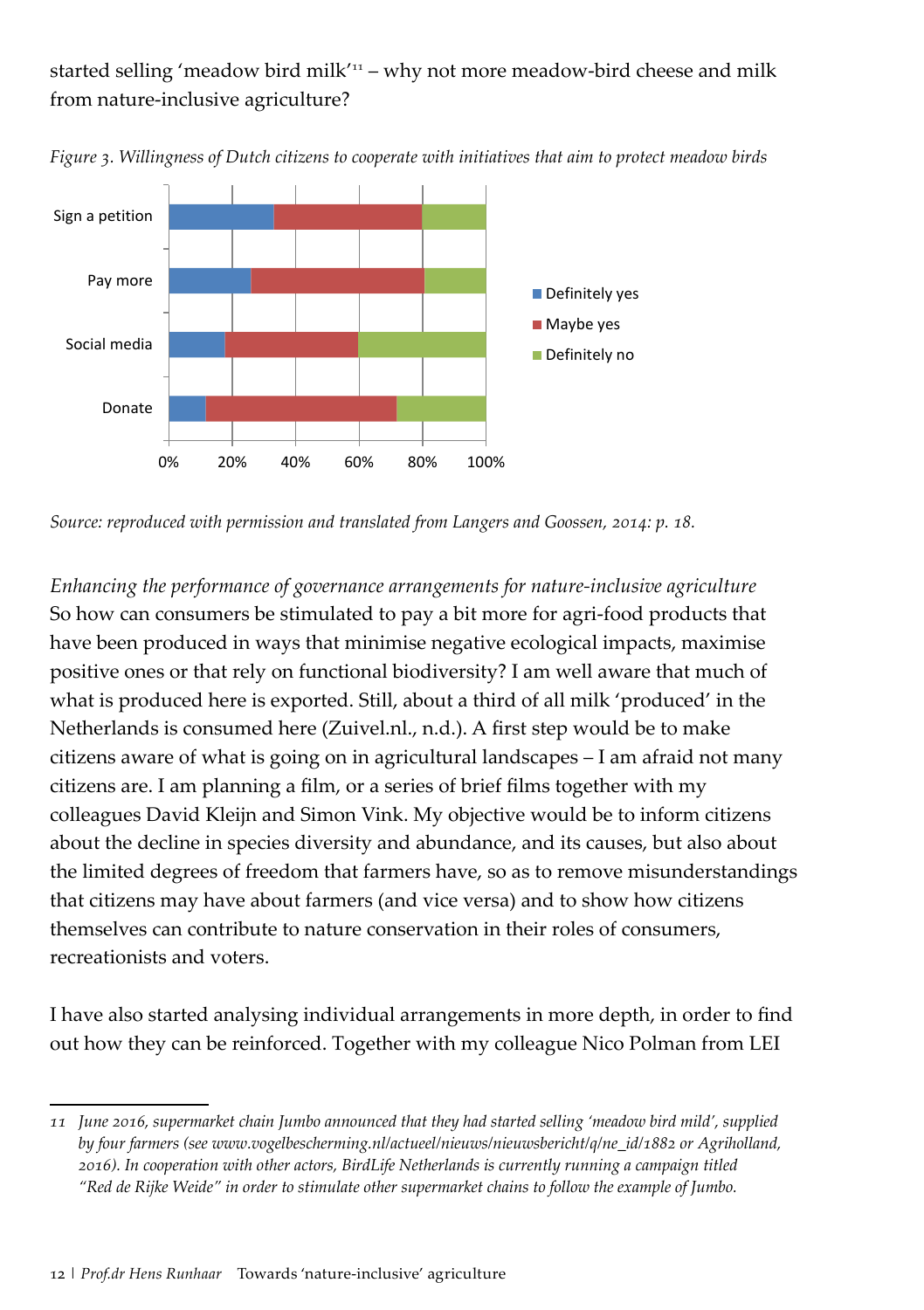started selling 'meadow bird milk'[11] – why not more meadow-bird cheese and milk from nature-inclusive agriculture?

*Figure 3. Willingness of Dutch citizens to cooperate with initiatives that aim to protect meadow birds*

Sign a petition
Pay more
Social media
Donate

0% 20% 40% 60% 80% 100%

Definitely yes
Maybe yes
Definitely no

*Source: reproduced with permission and translated from Langers and Goossen, 2014: p. 18.*

*Enhancing the performance of governance arrangements for nature-inclusive agriculture*
So how can consumers be stimulated to pay a bit more for agri-food products that have been produced in ways that minimise negative ecological impacts, maximise positive ones or that rely on functional biodiversity? I am well aware that much of what is produced here is exported. Still, about a third of all milk 'produced' in the Netherlands is consumed here (Zuivel.nl., n.d.). A first step would be to make citizens aware of what is going on in agricultural landscapes – I am afraid not many citizens are. I am planning a film, or a series of brief films together with my colleagues David Kleijn and Simon Vink. My objective would be to inform citizens about the decline in species diversity and abundance, and its causes, but also about the limited degrees of freedom that farmers have, so as to remove misunderstandings that citizens may have about farmers (and vice versa) and to show how citizens themselves can contribute to nature conservation in their roles of consumers, recreationists and voters.

I have also started analysing individual arrangements in more depth, in order to find out how they can be reinforced. Together with my colleague Nico Polman from LEI

---

11 *June 2016, supermarket chain Jumbo announced that they had started selling 'meadow bird mild', supplied by four farmers (see www.vogelbescherming.nl/actueel/nieuws/nieuwsbericht/q/ne_id/1882 or Agriholland, 2016). In cooperation with other actors, BirdLife Netherlands is currently running a campaign titled "Red de Rijke Weide" in order to stimulate other supermarket chains to follow the example of Jumbo.*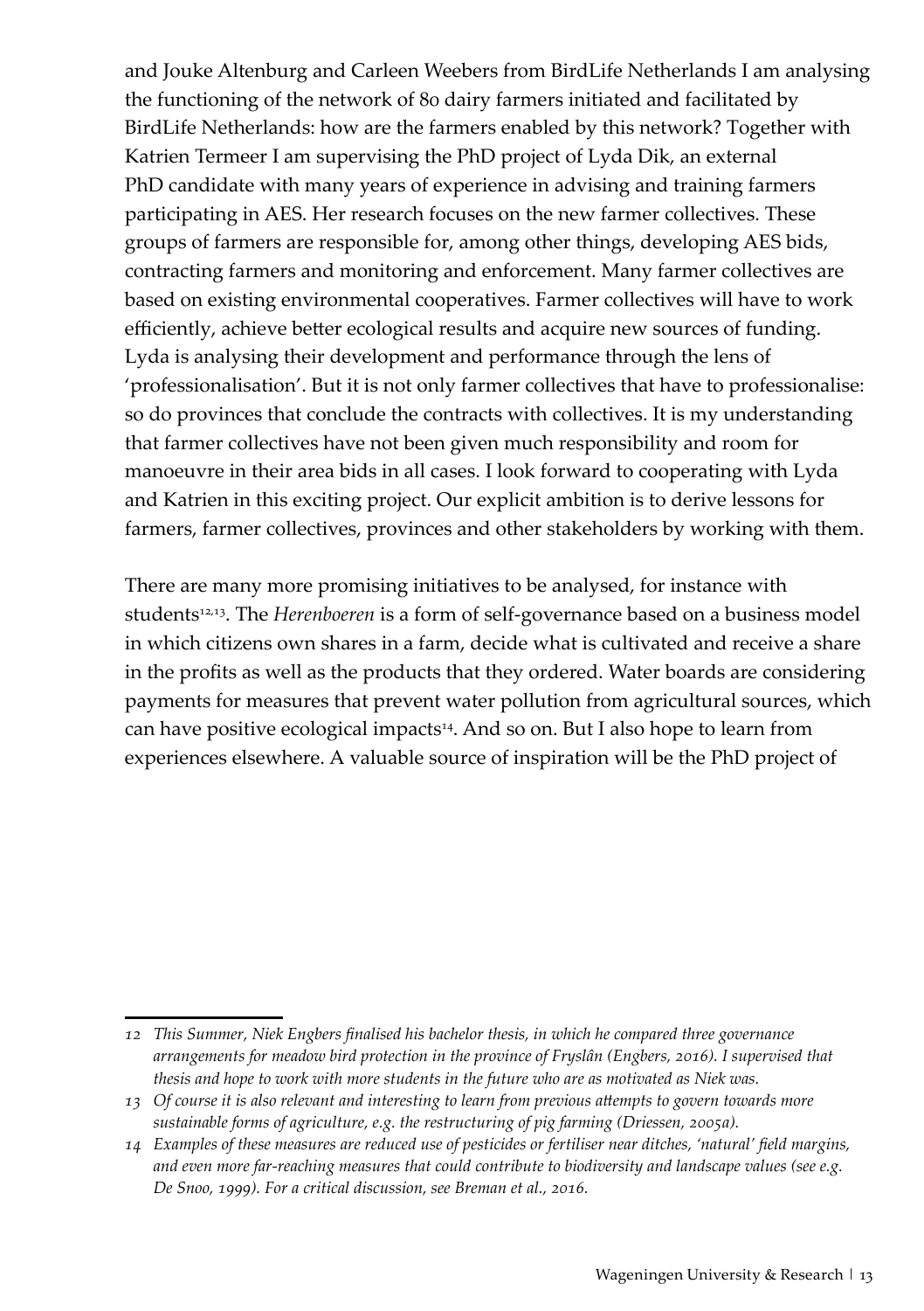and Jouke Altenburg and Carleen Weebers from BirdLife Netherlands I am analysing the functioning of the network of 80 dairy farmers initiated and facilitated by BirdLife Netherlands: how are the farmers enabled by this network? Together with Katrien Termeer I am supervising the PhD project of Lyda Dik, an external PhD candidate with many years of experience in advising and training farmers participating in AES. Her research focuses on the new farmer collectives. These groups of farmers are responsible for, among other things, developing AES bids, contracting farmers and monitoring and enforcement. Many farmer collectives are based on existing environmental cooperatives. Farmer collectives will have to work efficiently, achieve better ecological results and acquire new sources of funding. Lyda is analysing their development and performance through the lens of 'professionalisation'. But it is not only farmer collectives that have to professionalise: so do provinces that conclude the contracts with collectives. It is my understanding that farmer collectives have not been given much responsibility and room for manoeuvre in their area bids in all cases. I look forward to cooperating with Lyda and Katrien in this exciting project. Our explicit ambition is to derive lessons for farmers, farmer collectives, provinces and other stakeholders by working with them.

There are many more promising initiatives to be analysed, for instance with students[12,13]. The *Herenboeren* is a form of self-governance based on a business model in which citizens own shares in a farm, decide what is cultivated and receive a share in the profits as well as the products that they ordered. Water boards are considering payments for measures that prevent water pollution from agricultural sources, which can have positive ecological impacts[14]. And so on. But I also hope to learn from experiences elsewhere. A valuable source of inspiration will be the PhD project of

---

*12 This Summer, Niek Engbers finalised his bachelor thesis, in which he compared three governance arrangements for meadow bird protection in the province of Fryslân (Engbers, 2016). I supervised that thesis and hope to work with more students in the future who are as motivated as Niek was.*

*13 Of course it is also relevant and interesting to learn from previous attempts to govern towards more sustainable forms of agriculture, e.g. the restructuring of pig farming (Driessen, 2005a).*

*14 Examples of these measures are reduced use of pesticides or fertiliser near ditches, 'natural' field margins, and even more far-reaching measures that could contribute to biodiversity and landscape values (see e.g. De Snoo, 1999). For a critical discussion, see Breman et al., 2016.*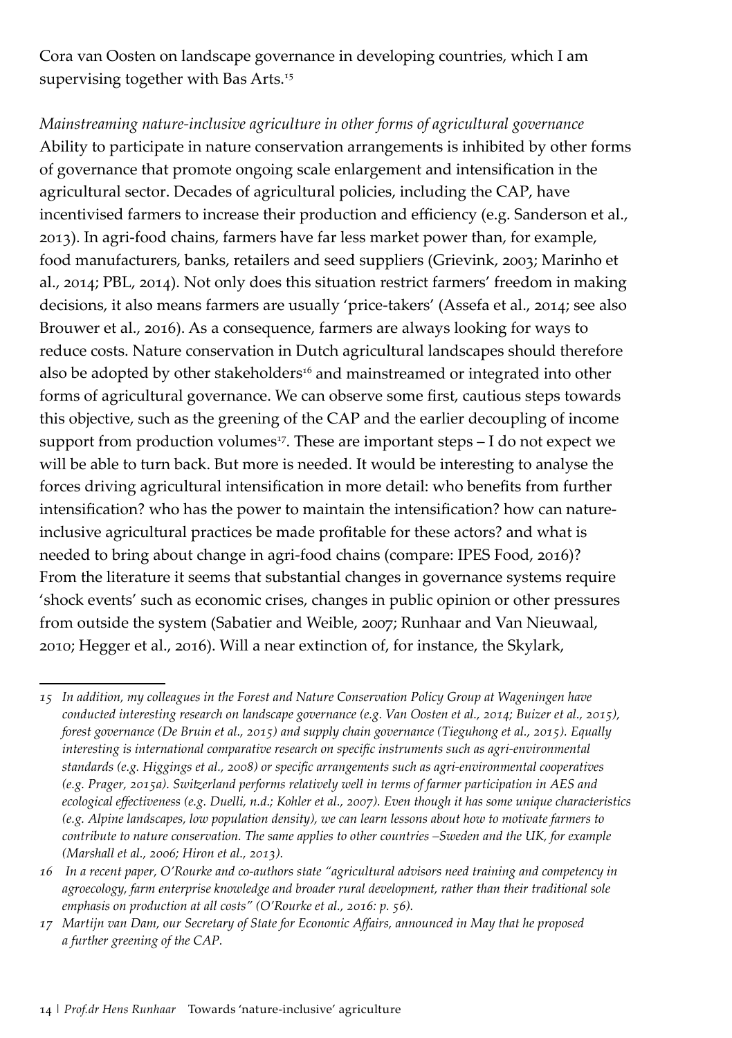Cora van Oosten on landscape governance in developing countries, which I am supervising together with Bas Arts.[15]

*Mainstreaming nature-inclusive agriculture in other forms of agricultural governance*
Ability to participate in nature conservation arrangements is inhibited by other forms of governance that promote ongoing scale enlargement and intensification in the agricultural sector. Decades of agricultural policies, including the CAP, have incentivised farmers to increase their production and efficiency (e.g. Sanderson et al., 2013). In agri-food chains, farmers have far less market power than, for example, food manufacturers, banks, retailers and seed suppliers (Grievink, 2003; Marinho et al., 2014; PBL, 2014). Not only does this situation restrict farmers' freedom in making decisions, it also means farmers are usually 'price-takers' (Assefa et al., 2014; see also Brouwer et al., 2016). As a consequence, farmers are always looking for ways to reduce costs. Nature conservation in Dutch agricultural landscapes should therefore also be adopted by other stakeholders[16] and mainstreamed or integrated into other forms of agricultural governance. We can observe some first, cautious steps towards this objective, such as the greening of the CAP and the earlier decoupling of income support from production volumes[17]. These are important steps – I do not expect we will be able to turn back. But more is needed. It would be interesting to analyse the forces driving agricultural intensification in more detail: who benefits from further intensification? who has the power to maintain the intensification? how can nature-inclusive agricultural practices be made profitable for these actors? and what is needed to bring about change in agri-food chains (compare: IPES Food, 2016)? From the literature it seems that substantial changes in governance systems require 'shock events' such as economic crises, changes in public opinion or other pressures from outside the system (Sabatier and Weible, 2007; Runhaar and Van Nieuwaal, 2010; Hegger et al., 2016). Will a near extinction of, for instance, the Skylark,

---

*15 In addition, my colleagues in the Forest and Nature Conservation Policy Group at Wageningen have conducted interesting research on landscape governance (e.g. Van Oosten et al., 2014; Buizer et al., 2015), forest governance (De Bruin et al., 2015) and supply chain governance (Tieguhong et al., 2015). Equally interesting is international comparative research on specific instruments such as agri-environmental standards (e.g. Higgings et al., 2008) or specific arrangements such as agri-environmental cooperatives (e.g. Prager, 2015a). Switzerland performs relatively well in terms of farmer participation in AES and ecological effectiveness (e.g. Duelli, n.d.; Kohler et al., 2007). Even though it has some unique characteristics (e.g. Alpine landscapes, low population density), we can learn lessons about how to motivate farmers to contribute to nature conservation. The same applies to other countries –Sweden and the UK, for example (Marshall et al., 2006; Hiron et al., 2013).*

*16 In a recent paper, O'Rourke and co-authors state "agricultural advisors need training and competency in agroecology, farm enterprise knowledge and broader rural development, rather than their traditional sole emphasis on production at all costs" (O'Rourke et al., 2016: p. 56).*

*17 Martijn van Dam, our Secretary of State for Economic Affairs, announced in May that he proposed a further greening of the CAP.*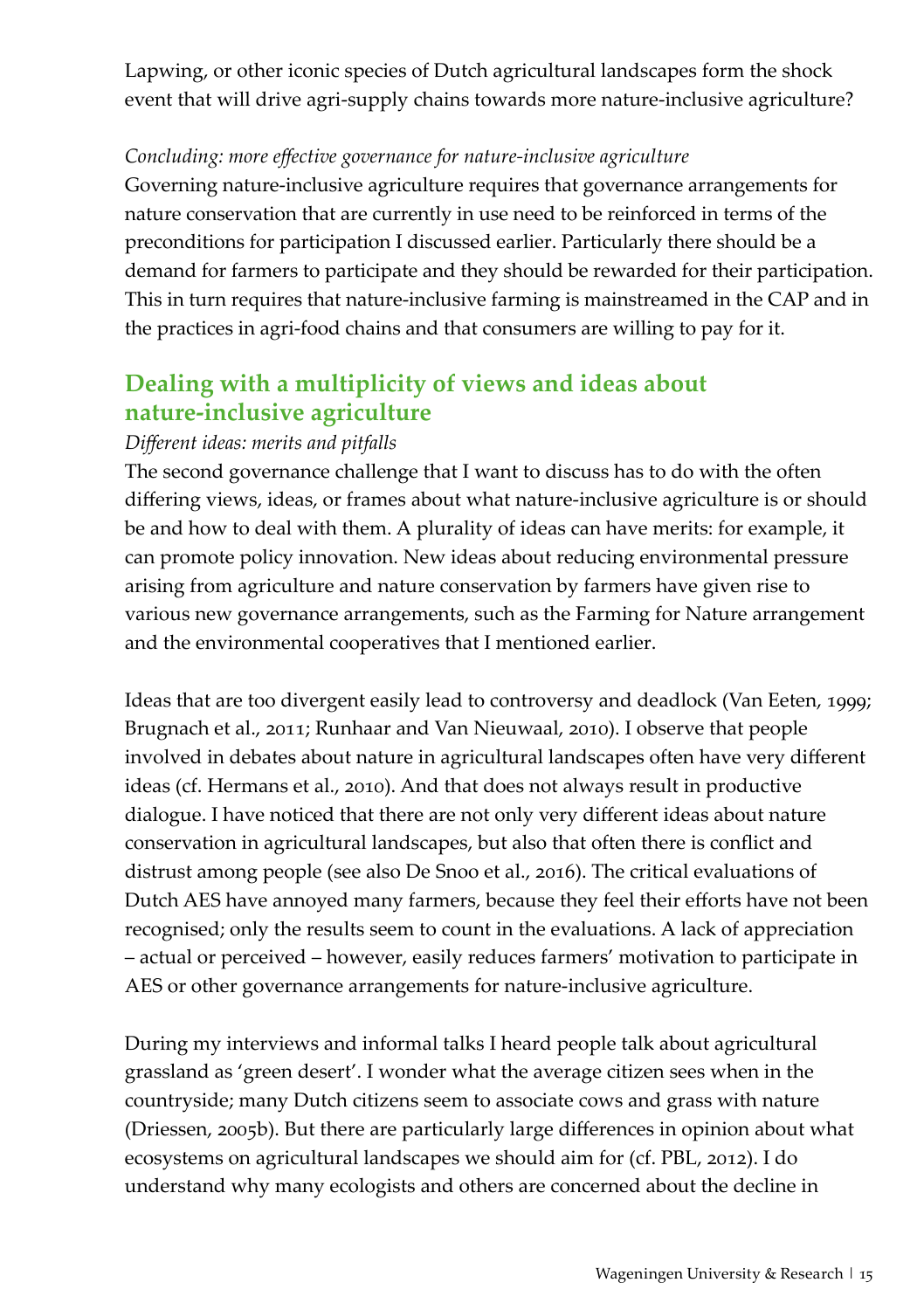Lapwing, or other iconic species of Dutch agricultural landscapes form the shock event that will drive agri-supply chains towards more nature-inclusive agriculture?

*Concluding: more effective governance for nature-inclusive agriculture*

Governing nature-inclusive agriculture requires that governance arrangements for nature conservation that are currently in use need to be reinforced in terms of the preconditions for participation I discussed earlier. Particularly there should be a demand for farmers to participate and they should be rewarded for their participation. This in turn requires that nature-inclusive farming is mainstreamed in the CAP and in the practices in agri-food chains and that consumers are willing to pay for it.

## Dealing with a multiplicity of views and ideas about nature-inclusive agriculture

*Different ideas: merits and pitfalls*

The second governance challenge that I want to discuss has to do with the often differing views, ideas, or frames about what nature-inclusive agriculture is or should be and how to deal with them. A plurality of ideas can have merits: for example, it can promote policy innovation. New ideas about reducing environmental pressure arising from agriculture and nature conservation by farmers have given rise to various new governance arrangements, such as the Farming for Nature arrangement and the environmental cooperatives that I mentioned earlier.

Ideas that are too divergent easily lead to controversy and deadlock (Van Eeten, 1999; Brugnach et al., 2011; Runhaar and Van Nieuwaal, 2010). I observe that people involved in debates about nature in agricultural landscapes often have very different ideas (cf. Hermans et al., 2010). And that does not always result in productive dialogue. I have noticed that there are not only very different ideas about nature conservation in agricultural landscapes, but also that often there is conflict and distrust among people (see also De Snoo et al., 2016). The critical evaluations of Dutch AES have annoyed many farmers, because they feel their efforts have not been recognised; only the results seem to count in the evaluations. A lack of appreciation – actual or perceived – however, easily reduces farmers' motivation to participate in AES or other governance arrangements for nature-inclusive agriculture.

During my interviews and informal talks I heard people talk about agricultural grassland as 'green desert'. I wonder what the average citizen sees when in the countryside; many Dutch citizens seem to associate cows and grass with nature (Driessen, 2005b). But there are particularly large differences in opinion about what ecosystems on agricultural landscapes we should aim for (cf. PBL, 2012). I do understand why many ecologists and others are concerned about the decline in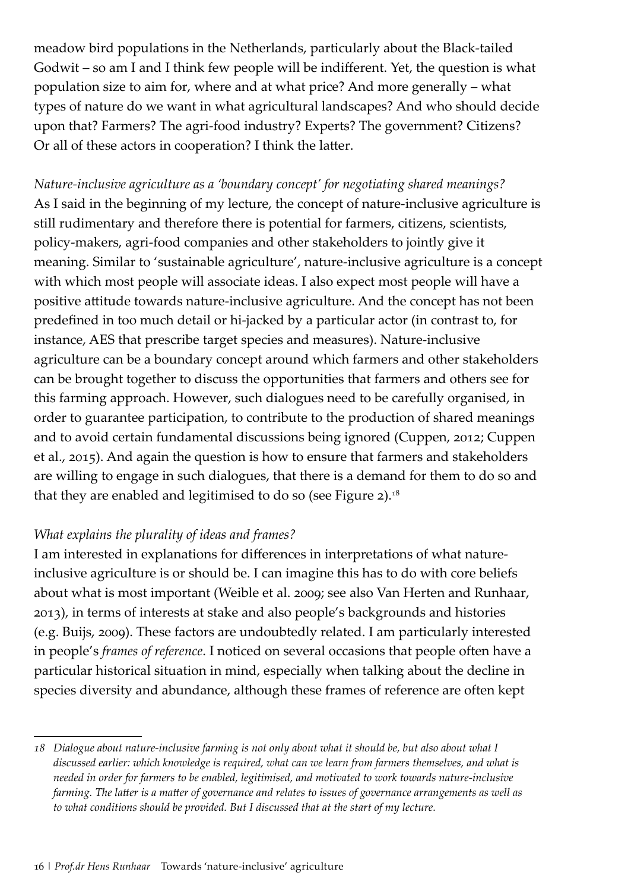meadow bird populations in the Netherlands, particularly about the Black-tailed Godwit – so am I and I think few people will be indifferent. Yet, the question is what population size to aim for, where and at what price? And more generally – what types of nature do we want in what agricultural landscapes? And who should decide upon that? Farmers? The agri-food industry? Experts? The government? Citizens? Or all of these actors in cooperation? I think the latter.

*Nature-inclusive agriculture as a 'boundary concept' for negotiating shared meanings?*
As I said in the beginning of my lecture, the concept of nature-inclusive agriculture is still rudimentary and therefore there is potential for farmers, citizens, scientists, policy-makers, agri-food companies and other stakeholders to jointly give it meaning. Similar to 'sustainable agriculture', nature-inclusive agriculture is a concept with which most people will associate ideas. I also expect most people will have a positive attitude towards nature-inclusive agriculture. And the concept has not been predefined in too much detail or hi-jacked by a particular actor (in contrast to, for instance, AES that prescribe target species and measures). Nature-inclusive agriculture can be a boundary concept around which farmers and other stakeholders can be brought together to discuss the opportunities that farmers and others see for this farming approach. However, such dialogues need to be carefully organised, in order to guarantee participation, to contribute to the production of shared meanings and to avoid certain fundamental discussions being ignored (Cuppen, 2012; Cuppen et al., 2015). And again the question is how to ensure that farmers and stakeholders are willing to engage in such dialogues, that there is a demand for them to do so and that they are enabled and legitimised to do so (see Figure 2).[18]

*What explains the plurality of ideas and frames?*
I am interested in explanations for differences in interpretations of what nature-inclusive agriculture is or should be. I can imagine this has to do with core beliefs about what is most important (Weible et al. 2009; see also Van Herten and Runhaar, 2013), in terms of interests at stake and also people's backgrounds and histories (e.g. Buijs, 2009). These factors are undoubtedly related. I am particularly interested in people's *frames of reference*. I noticed on several occasions that people often have a particular historical situation in mind, especially when talking about the decline in species diversity and abundance, although these frames of reference are often kept

*18 Dialogue about nature-inclusive farming is not only about what it should be, but also about what I discussed earlier: which knowledge is required, what can we learn from farmers themselves, and what is needed in order for farmers to be enabled, legitimised, and motivated to work towards nature-inclusive farming. The latter is a matter of governance and relates to issues of governance arrangements as well as to what conditions should be provided. But I discussed that at the start of my lecture.*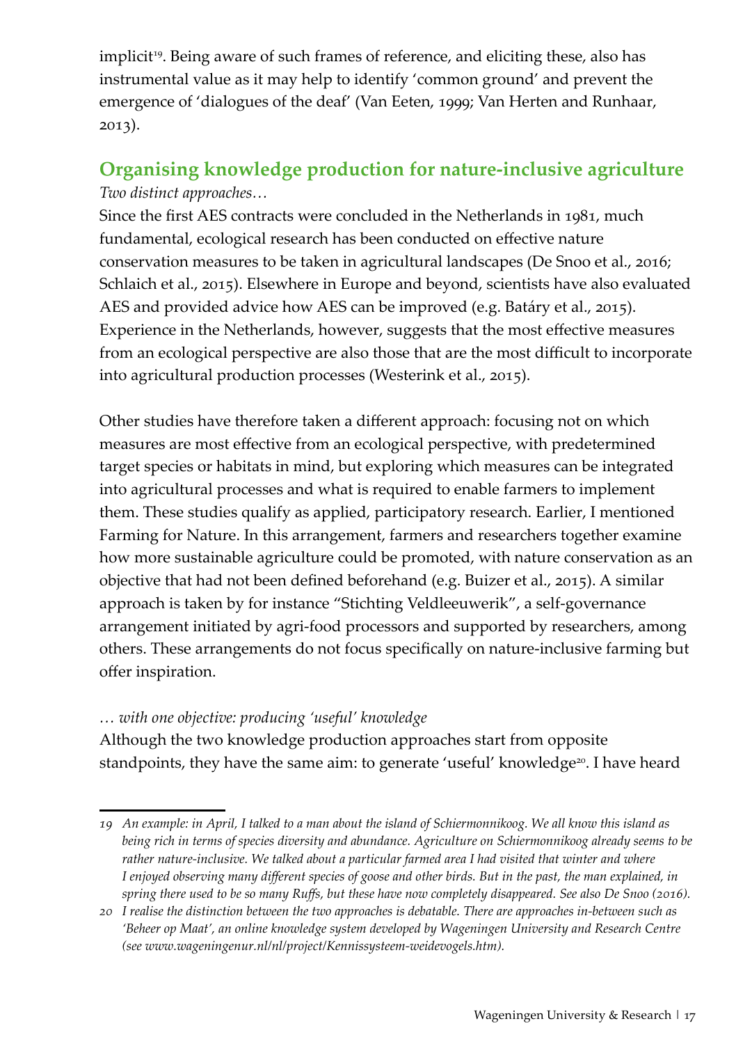implicit[19]. Being aware of such frames of reference, and eliciting these, also has instrumental value as it may help to identify 'common ground' and prevent the emergence of 'dialogues of the deaf' (Van Eeten, 1999; Van Herten and Runhaar, 2013).

## Organising knowledge production for nature-inclusive agriculture

*Two distinct approaches…*

Since the first AES contracts were concluded in the Netherlands in 1981, much fundamental, ecological research has been conducted on effective nature conservation measures to be taken in agricultural landscapes (De Snoo et al., 2016; Schlaich et al., 2015). Elsewhere in Europe and beyond, scientists have also evaluated AES and provided advice how AES can be improved (e.g. Batáry et al., 2015). Experience in the Netherlands, however, suggests that the most effective measures from an ecological perspective are also those that are the most difficult to incorporate into agricultural production processes (Westerink et al., 2015).

Other studies have therefore taken a different approach: focusing not on which measures are most effective from an ecological perspective, with predetermined target species or habitats in mind, but exploring which measures can be integrated into agricultural processes and what is required to enable farmers to implement them. These studies qualify as applied, participatory research. Earlier, I mentioned Farming for Nature. In this arrangement, farmers and researchers together examine how more sustainable agriculture could be promoted, with nature conservation as an objective that had not been defined beforehand (e.g. Buizer et al., 2015). A similar approach is taken by for instance "Stichting Veldleeuwerik", a self-governance arrangement initiated by agri-food processors and supported by researchers, among others. These arrangements do not focus specifically on nature-inclusive farming but offer inspiration.

*… with one objective: producing 'useful' knowledge*

Although the two knowledge production approaches start from opposite standpoints, they have the same aim: to generate 'useful' knowledge[20]. I have heard

---

*19 An example: in April, I talked to a man about the island of Schiermonnikoog. We all know this island as being rich in terms of species diversity and abundance. Agriculture on Schiermonnikoog already seems to be rather nature-inclusive. We talked about a particular farmed area I had visited that winter and where I enjoyed observing many different species of goose and other birds. But in the past, the man explained, in spring there used to be so many Ruffs, but these have now completely disappeared. See also De Snoo (2016).*

*20 I realise the distinction between the two approaches is debatable. There are approaches in-between such as 'Beheer op Maat', an online knowledge system developed by Wageningen University and Research Centre (see www.wageningenur.nl/nl/project/Kennissysteem-weidevogels.htm).*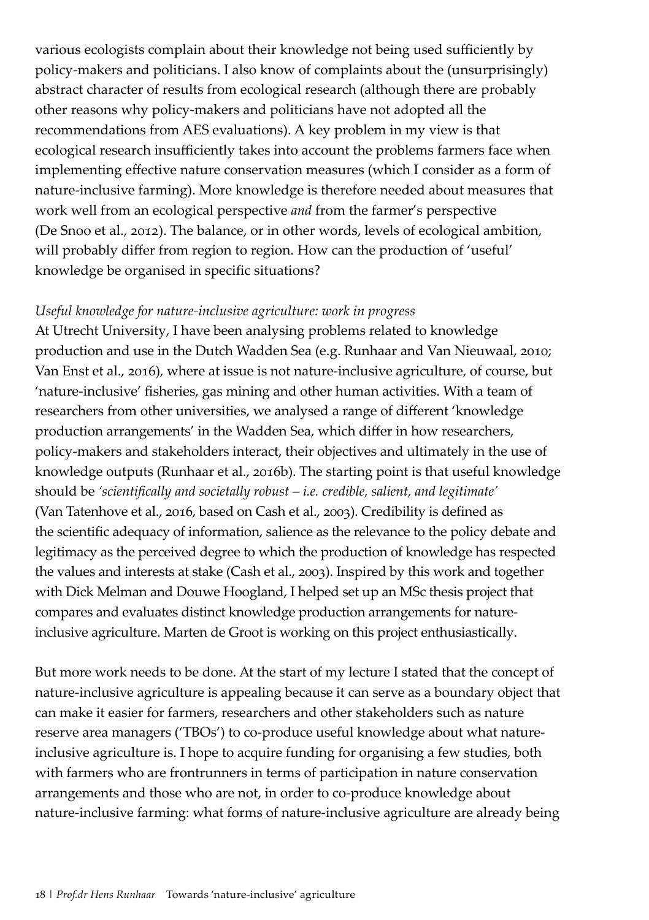various ecologists complain about their knowledge not being used sufficiently by policy-makers and politicians. I also know of complaints about the (unsurprisingly) abstract character of results from ecological research (although there are probably other reasons why policy-makers and politicians have not adopted all the recommendations from AES evaluations). A key problem in my view is that ecological research insufficiently takes into account the problems farmers face when implementing effective nature conservation measures (which I consider as a form of nature-inclusive farming). More knowledge is therefore needed about measures that work well from an ecological perspective *and* from the farmer's perspective (De Snoo et al., 2012). The balance, or in other words, levels of ecological ambition, will probably differ from region to region. How can the production of 'useful' knowledge be organised in specific situations?

*Useful knowledge for nature-inclusive agriculture: work in progress*

At Utrecht University, I have been analysing problems related to knowledge production and use in the Dutch Wadden Sea (e.g. Runhaar and Van Nieuwaal, 2010; Van Enst et al., 2016), where at issue is not nature-inclusive agriculture, of course, but 'nature-inclusive' fisheries, gas mining and other human activities. With a team of researchers from other universities, we analysed a range of different 'knowledge production arrangements' in the Wadden Sea, which differ in how researchers, policy-makers and stakeholders interact, their objectives and ultimately in the use of knowledge outputs (Runhaar et al., 2016b). The starting point is that useful knowledge should be *'scientifically and societally robust – i.e. credible, salient, and legitimate'* (Van Tatenhove et al., 2016, based on Cash et al., 2003). Credibility is defined as the scientific adequacy of information, salience as the relevance to the policy debate and legitimacy as the perceived degree to which the production of knowledge has respected the values and interests at stake (Cash et al., 2003). Inspired by this work and together with Dick Melman and Douwe Hoogland, I helped set up an MSc thesis project that compares and evaluates distinct knowledge production arrangements for nature-inclusive agriculture. Marten de Groot is working on this project enthusiastically.

But more work needs to be done. At the start of my lecture I stated that the concept of nature-inclusive agriculture is appealing because it can serve as a boundary object that can make it easier for farmers, researchers and other stakeholders such as nature reserve area managers ('TBOs') to co-produce useful knowledge about what nature-inclusive agriculture is. I hope to acquire funding for organising a few studies, both with farmers who are frontrunners in terms of participation in nature conservation arrangements and those who are not, in order to co-produce knowledge about nature-inclusive farming: what forms of nature-inclusive agriculture are already being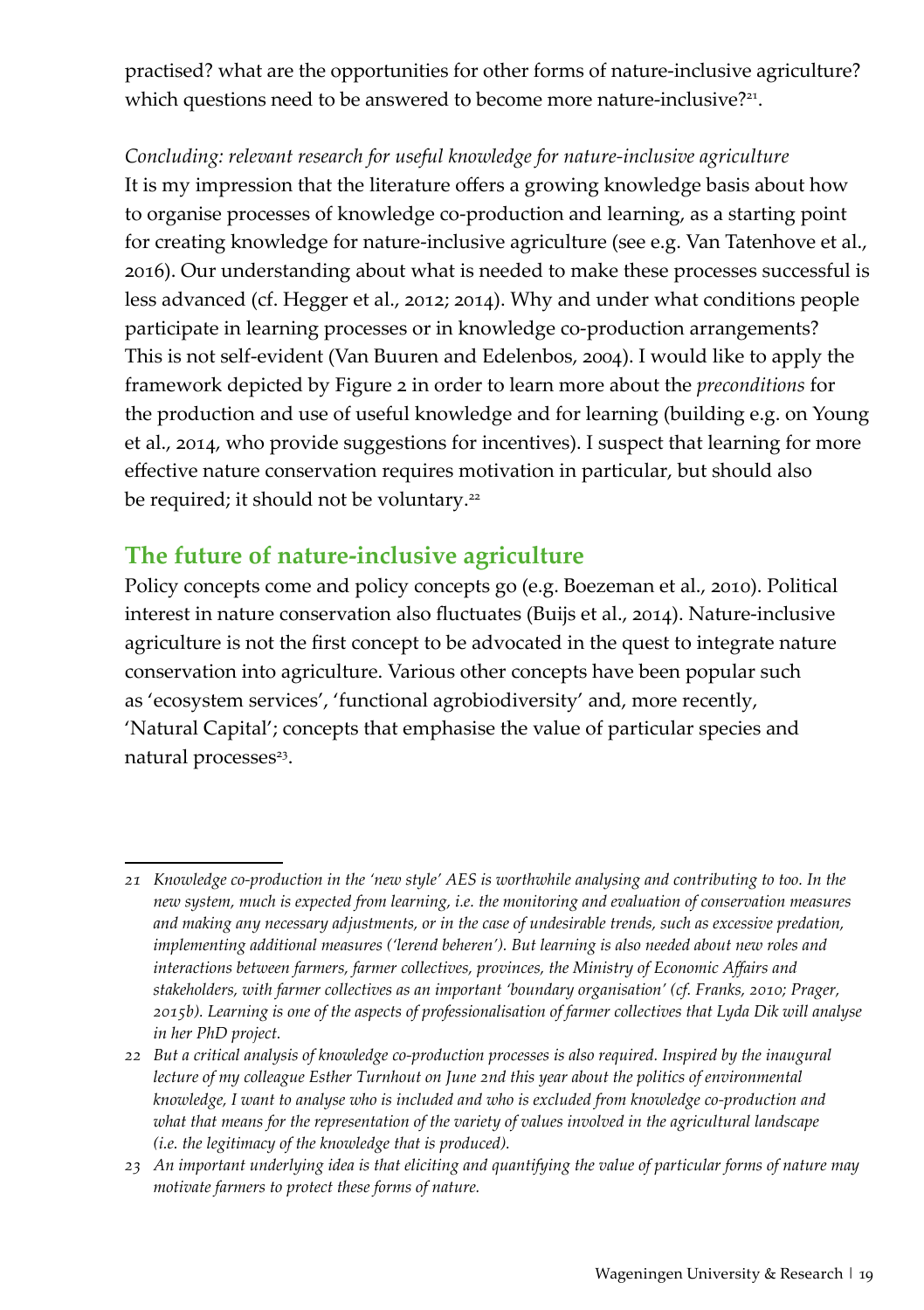practised? what are the opportunities for other forms of nature-inclusive agriculture? which questions need to be answered to become more nature-inclusive?[21].

*Concluding: relevant research for useful knowledge for nature-inclusive agriculture*
It is my impression that the literature offers a growing knowledge basis about how to organise processes of knowledge co-production and learning, as a starting point for creating knowledge for nature-inclusive agriculture (see e.g. Van Tatenhove et al., 2016). Our understanding about what is needed to make these processes successful is less advanced (cf. Hegger et al., 2012; 2014). Why and under what conditions people participate in learning processes or in knowledge co-production arrangements? This is not self-evident (Van Buuren and Edelenbos, 2004). I would like to apply the framework depicted by Figure 2 in order to learn more about the *preconditions* for the production and use of useful knowledge and for learning (building e.g. on Young et al., 2014, who provide suggestions for incentives). I suspect that learning for more effective nature conservation requires motivation in particular, but should also be required; it should not be voluntary.[22]

## The future of nature-inclusive agriculture

Policy concepts come and policy concepts go (e.g. Boezeman et al., 2010). Political interest in nature conservation also fluctuates (Buijs et al., 2014). Nature-inclusive agriculture is not the first concept to be advocated in the quest to integrate nature conservation into agriculture. Various other concepts have been popular such as 'ecosystem services', 'functional agrobiodiversity' and, more recently, 'Natural Capital'; concepts that emphasise the value of particular species and natural processes[23].

---

*21 Knowledge co-production in the 'new style' AES is worthwhile analysing and contributing to too. In the new system, much is expected from learning, i.e. the monitoring and evaluation of conservation measures and making any necessary adjustments, or in the case of undesirable trends, such as excessive predation, implementing additional measures ('lerend beheren'). But learning is also needed about new roles and interactions between farmers, farmer collectives, provinces, the Ministry of Economic Affairs and stakeholders, with farmer collectives as an important 'boundary organisation' (cf. Franks, 2010; Prager, 2015b). Learning is one of the aspects of professionalisation of farmer collectives that Lyda Dik will analyse in her PhD project.*

*22 But a critical analysis of knowledge co-production processes is also required. Inspired by the inaugural lecture of my colleague Esther Turnhout on June 2nd this year about the politics of environmental knowledge, I want to analyse who is included and who is excluded from knowledge co-production and what that means for the representation of the variety of values involved in the agricultural landscape (i.e. the legitimacy of the knowledge that is produced).*

*23 An important underlying idea is that eliciting and quantifying the value of particular forms of nature may motivate farmers to protect these forms of nature.*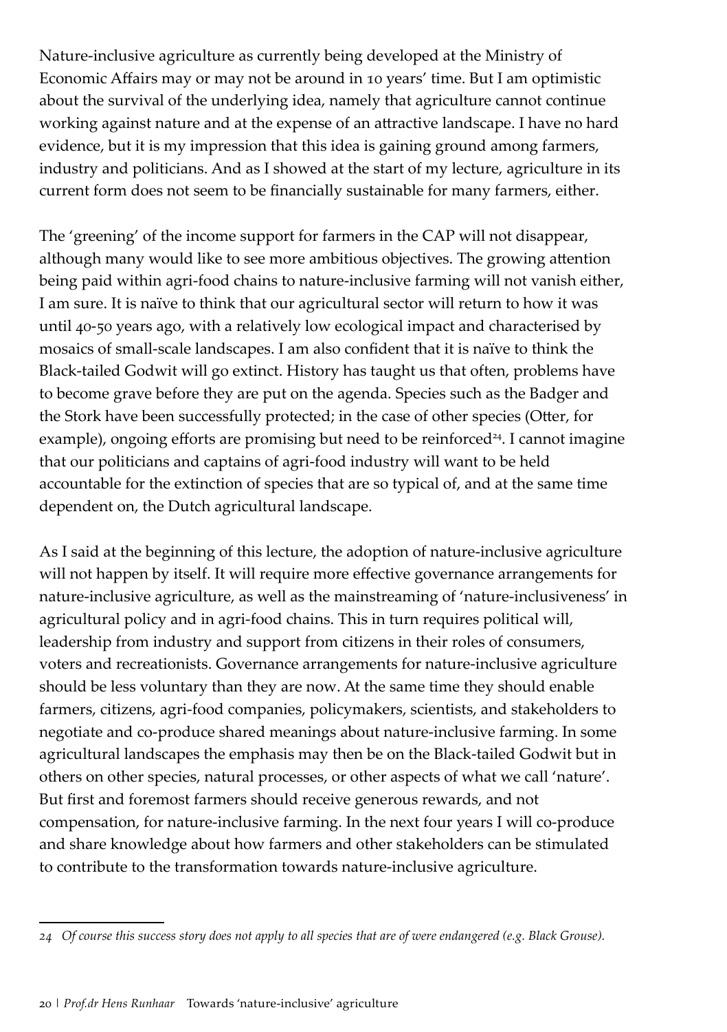Nature-inclusive agriculture as currently being developed at the Ministry of Economic Affairs may or may not be around in 10 years' time. But I am optimistic about the survival of the underlying idea, namely that agriculture cannot continue working against nature and at the expense of an attractive landscape. I have no hard evidence, but it is my impression that this idea is gaining ground among farmers, industry and politicians. And as I showed at the start of my lecture, agriculture in its current form does not seem to be financially sustainable for many farmers, either.

The 'greening' of the income support for farmers in the CAP will not disappear, although many would like to see more ambitious objectives. The growing attention being paid within agri-food chains to nature-inclusive farming will not vanish either, I am sure. It is naïve to think that our agricultural sector will return to how it was until 40-50 years ago, with a relatively low ecological impact and characterised by mosaics of small-scale landscapes. I am also confident that it is naïve to think the Black-tailed Godwit will go extinct. History has taught us that often, problems have to become grave before they are put on the agenda. Species such as the Badger and the Stork have been successfully protected; in the case of other species (Otter, for example), ongoing efforts are promising but need to be reinforced[24]. I cannot imagine that our politicians and captains of agri-food industry will want to be held accountable for the extinction of species that are so typical of, and at the same time dependent on, the Dutch agricultural landscape.

As I said at the beginning of this lecture, the adoption of nature-inclusive agriculture will not happen by itself. It will require more effective governance arrangements for nature-inclusive agriculture, as well as the mainstreaming of 'nature-inclusiveness' in agricultural policy and in agri-food chains. This in turn requires political will, leadership from industry and support from citizens in their roles of consumers, voters and recreationists. Governance arrangements for nature-inclusive agriculture should be less voluntary than they are now. At the same time they should enable farmers, citizens, agri-food companies, policymakers, scientists, and stakeholders to negotiate and co-produce shared meanings about nature-inclusive farming. In some agricultural landscapes the emphasis may then be on the Black-tailed Godwit but in others on other species, natural processes, or other aspects of what we call 'nature'. But first and foremost farmers should receive generous rewards, and not compensation, for nature-inclusive farming. In the next four years I will co-produce and share knowledge about how farmers and other stakeholders can be stimulated to contribute to the transformation towards nature-inclusive agriculture.

---

*24 Of course this success story does not apply to all species that are of were endangered (e.g. Black Grouse).*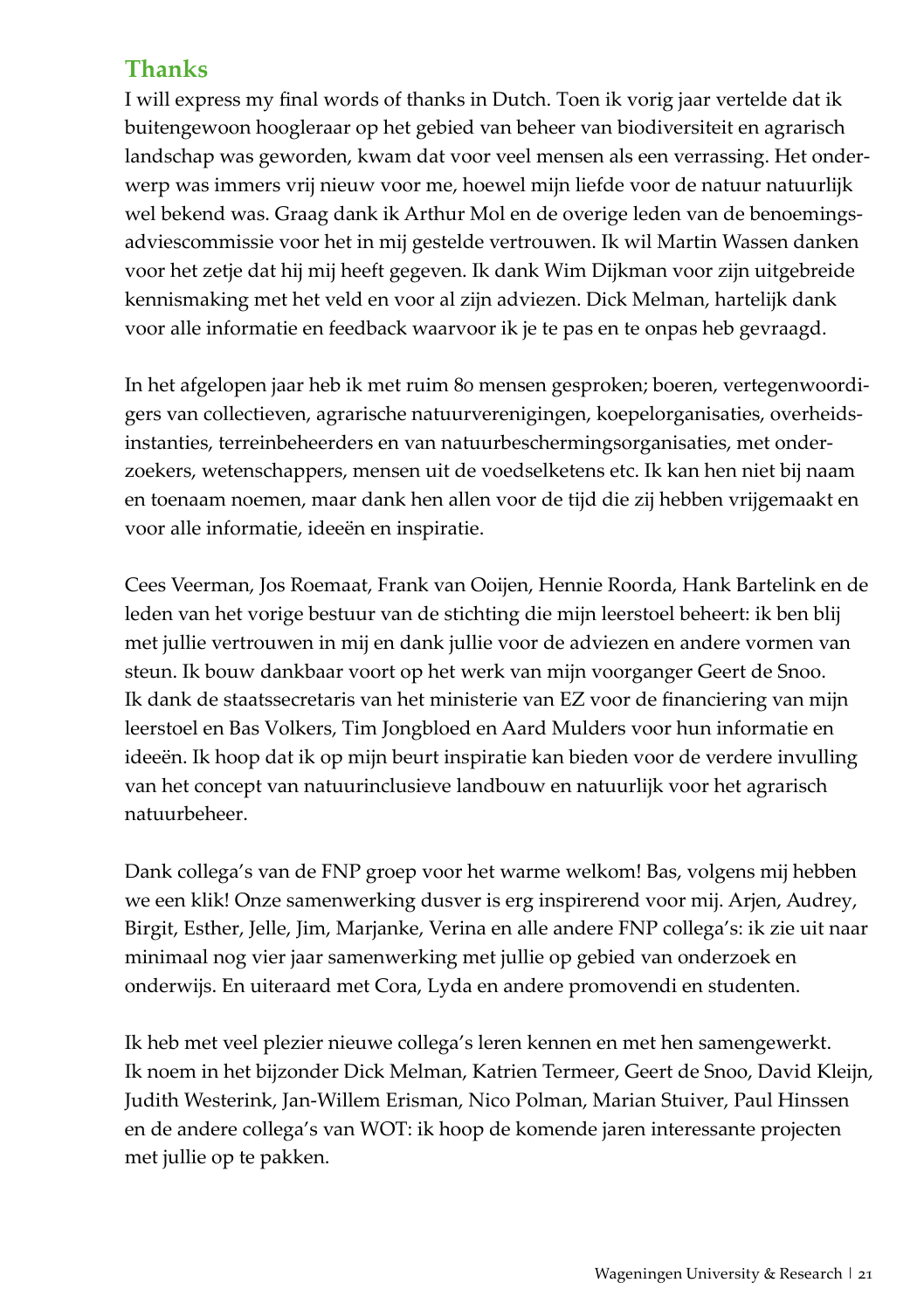## Thanks

I will express my final words of thanks in Dutch. Toen ik vorig jaar vertelde dat ik buitengewoon hoogleraar op het gebied van beheer van biodiversiteit en agrarisch landschap was geworden, kwam dat voor veel mensen als een verrassing. Het onderwerp was immers vrij nieuw voor me, hoewel mijn liefde voor de natuur natuurlijk wel bekend was. Graag dank ik Arthur Mol en de overige leden van de benoemingsadviescommissie voor het in mij gestelde vertrouwen. Ik wil Martin Wassen danken voor het zetje dat hij mij heeft gegeven. Ik dank Wim Dijkman voor zijn uitgebreide kennismaking met het veld en voor al zijn adviezen. Dick Melman, hartelijk dank voor alle informatie en feedback waarvoor ik je te pas en te onpas heb gevraagd.

In het afgelopen jaar heb ik met ruim 80 mensen gesproken; boeren, vertegenwoordigers van collectieven, agrarische natuurverenigingen, koepelorganisaties, overheidsinstanties, terreinbeheerders en van natuurbeschermingsorganisaties, met onderzoekers, wetenschappers, mensen uit de voedselketens etc. Ik kan hen niet bij naam en toenaam noemen, maar dank hen allen voor de tijd die zij hebben vrijgemaakt en voor alle informatie, ideeën en inspiratie.

Cees Veerman, Jos Roemaat, Frank van Ooijen, Hennie Roorda, Hank Bartelink en de leden van het vorige bestuur van de stichting die mijn leerstoel beheert: ik ben blij met jullie vertrouwen in mij en dank jullie voor de adviezen en andere vormen van steun. Ik bouw dankbaar voort op het werk van mijn voorganger Geert de Snoo. Ik dank de staatssecretaris van het ministerie van EZ voor de financiering van mijn leerstoel en Bas Volkers, Tim Jongbloed en Aard Mulders voor hun informatie en ideeën. Ik hoop dat ik op mijn beurt inspiratie kan bieden voor de verdere invulling van het concept van natuurinclusieve landbouw en natuurlijk voor het agrarisch natuurbeheer.

Dank collega's van de FNP groep voor het warme welkom! Bas, volgens mij hebben we een klik! Onze samenwerking dusver is erg inspirerend voor mij. Arjen, Audrey, Birgit, Esther, Jelle, Jim, Marjanke, Verina en alle andere FNP collega's: ik zie uit naar minimaal nog vier jaar samenwerking met jullie op gebied van onderzoek en onderwijs. En uiteraard met Cora, Lyda en andere promovendi en studenten.

Ik heb met veel plezier nieuwe collega's leren kennen en met hen samengewerkt. Ik noem in het bijzonder Dick Melman, Katrien Termeer, Geert de Snoo, David Kleijn, Judith Westerink, Jan-Willem Erisman, Nico Polman, Marian Stuiver, Paul Hinssen en de andere collega's van WOT: ik hoop de komende jaren interessante projecten met jullie op te pakken.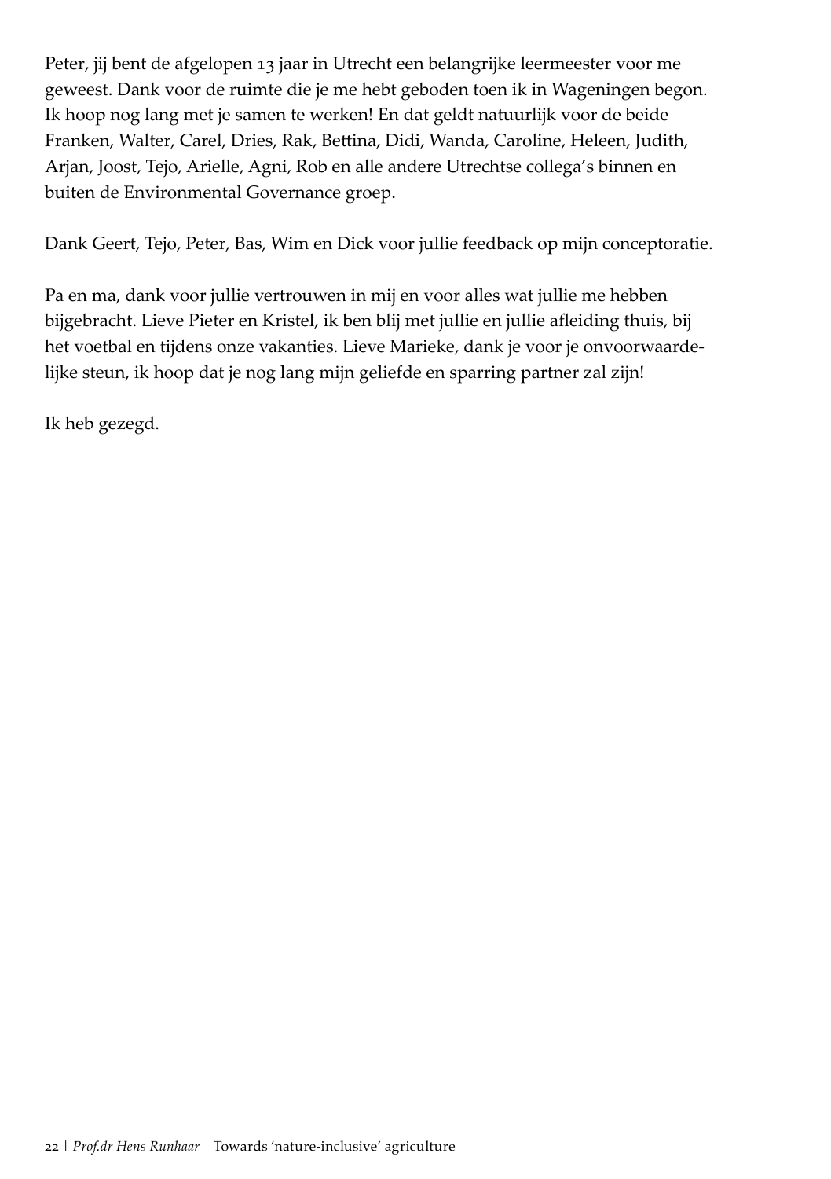Peter, jij bent de afgelopen 13 jaar in Utrecht een belangrijke leermeester voor me geweest. Dank voor de ruimte die je me hebt geboden toen ik in Wageningen begon. Ik hoop nog lang met je samen te werken! En dat geldt natuurlijk voor de beide Franken, Walter, Carel, Dries, Rak, Bettina, Didi, Wanda, Caroline, Heleen, Judith, Arjan, Joost, Tejo, Arielle, Agni, Rob en alle andere Utrechtse collega's binnen en buiten de Environmental Governance groep.

Dank Geert, Tejo, Peter, Bas, Wim en Dick voor jullie feedback op mijn conceptoratie.

Pa en ma, dank voor jullie vertrouwen in mij en voor alles wat jullie me hebben bijgebracht. Lieve Pieter en Kristel, ik ben blij met jullie en jullie afleiding thuis, bij het voetbal en tijdens onze vakanties. Lieve Marieke, dank je voor je onvoorwaardelijke steun, ik hoop dat je nog lang mijn geliefde en sparring partner zal zijn!

Ik heb gezegd.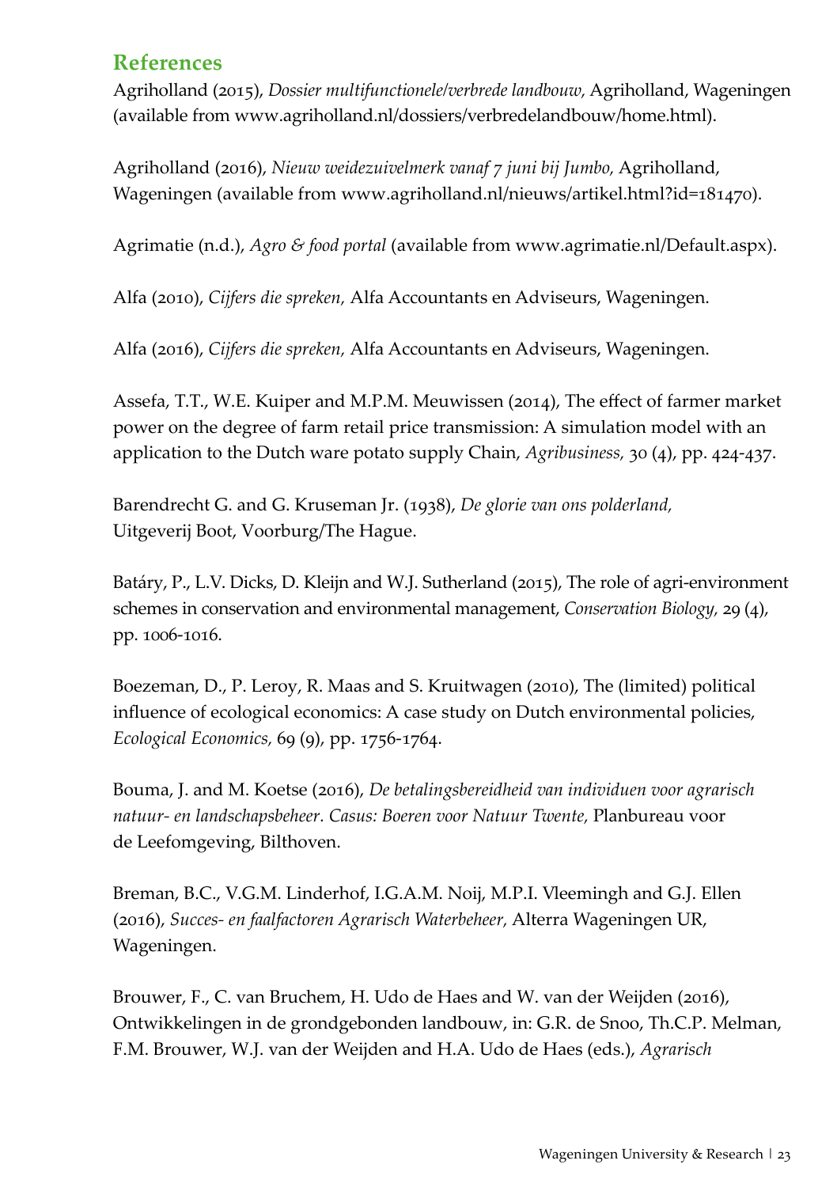## References

Agriholland (2015), *Dossier multifunctionele/verbrede landbouw,* Agriholland, Wageningen (available from www.agriholland.nl/dossiers/verbredelandbouw/home.html).

Agriholland (2016), *Nieuw weidezuivelmerk vanaf 7 juni bij Jumbo,* Agriholland, Wageningen (available from www.agriholland.nl/nieuws/artikel.html?id=181470).

Agrimatie (n.d.), *Agro & food portal* (available from www.agrimatie.nl/Default.aspx).

Alfa (2010), *Cijfers die spreken,* Alfa Accountants en Adviseurs, Wageningen.

Alfa (2016), *Cijfers die spreken,* Alfa Accountants en Adviseurs, Wageningen.

Assefa, T.T., W.E. Kuiper and M.P.M. Meuwissen (2014), The effect of farmer market power on the degree of farm retail price transmission: A simulation model with an application to the Dutch ware potato supply Chain, *Agribusiness,* 30 (4), pp. 424-437.

Barendrecht G. and G. Kruseman Jr. (1938), *De glorie van ons polderland,* Uitgeverij Boot, Voorburg/The Hague.

Batáry, P., L.V. Dicks, D. Kleijn and W.J. Sutherland (2015), The role of agri-environment schemes in conservation and environmental management, *Conservation Biology,* 29 (4), pp. 1006-1016.

Boezeman, D., P. Leroy, R. Maas and S. Kruitwagen (2010), The (limited) political influence of ecological economics: A case study on Dutch environmental policies, *Ecological Economics,* 69 (9), pp. 1756-1764.

Bouma, J. and M. Koetse (2016), *De betalingsbereidheid van individuen voor agrarisch natuur- en landschapsbeheer. Casus: Boeren voor Natuur Twente,* Planbureau voor de Leefomgeving, Bilthoven.

Breman, B.C., V.G.M. Linderhof, I.G.A.M. Noij, M.P.I. Vleemingh and G.J. Ellen (2016), *Succes- en faalfactoren Agrarisch Waterbeheer,* Alterra Wageningen UR, Wageningen.

Brouwer, F., C. van Bruchem, H. Udo de Haes and W. van der Weijden (2016), Ontwikkelingen in de grondgebonden landbouw, in: G.R. de Snoo, Th.C.P. Melman, F.M. Brouwer, W.J. van der Weijden and H.A. Udo de Haes (eds.), *Agrarisch*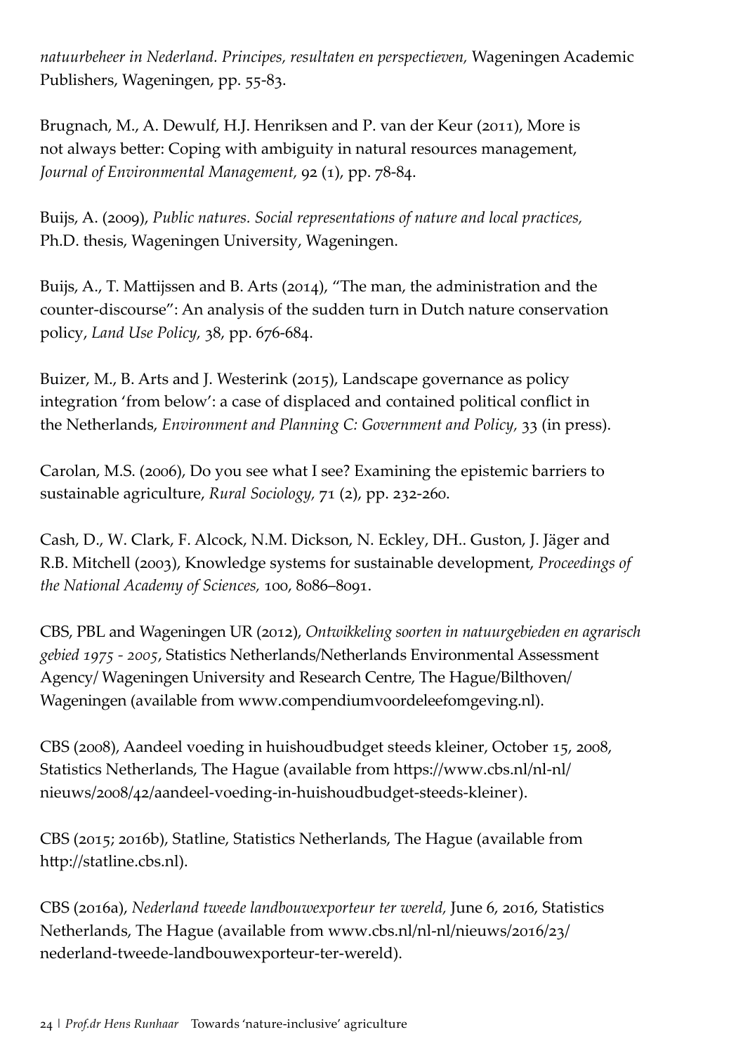*natuurbeheer in Nederland. Principes, resultaten en perspectieven,* Wageningen Academic Publishers, Wageningen, pp. 55-83.

Brugnach, M., A. Dewulf, H.J. Henriksen and P. van der Keur (2011), More is not always better: Coping with ambiguity in natural resources management, *Journal of Environmental Management,* 92 (1), pp. 78-84.

Buijs, A. (2009), *Public natures. Social representations of nature and local practices,* Ph.D. thesis, Wageningen University, Wageningen.

Buijs, A., T. Mattijssen and B. Arts (2014), "The man, the administration and the counter-discourse": An analysis of the sudden turn in Dutch nature conservation policy, *Land Use Policy,* 38, pp. 676-684.

Buizer, M., B. Arts and J. Westerink (2015), Landscape governance as policy integration 'from below': a case of displaced and contained political conflict in the Netherlands, *Environment and Planning C: Government and Policy,* 33 (in press).

Carolan, M.S. (2006), Do you see what I see? Examining the epistemic barriers to sustainable agriculture, *Rural Sociology,* 71 (2), pp. 232-260.

Cash, D., W. Clark, F. Alcock, N.M. Dickson, N. Eckley, DH.. Guston, J. Jäger and R.B. Mitchell (2003), Knowledge systems for sustainable development, *Proceedings of the National Academy of Sciences,* 100, 8086–8091.

CBS, PBL and Wageningen UR (2012), *Ontwikkeling soorten in natuurgebieden en agrarisch gebied 1975 - 2005*, Statistics Netherlands/Netherlands Environmental Assessment Agency/ Wageningen University and Research Centre, The Hague/Bilthoven/ Wageningen (available from www.compendiumvoordeleefomgeving.nl).

CBS (2008), Aandeel voeding in huishoudbudget steeds kleiner, October 15, 2008, Statistics Netherlands, The Hague (available from https://www.cbs.nl/nl-nl/nieuws/2008/42/aandeel-voeding-in-huishoudbudget-steeds-kleiner).

CBS (2015; 2016b), Statline, Statistics Netherlands, The Hague (available from http://statline.cbs.nl).

CBS (2016a), *Nederland tweede landbouwexporteur ter wereld,* June 6, 2016, Statistics Netherlands, The Hague (available from www.cbs.nl/nl-nl/nieuws/2016/23/nederland-tweede-landbouwexporteur-ter-wereld).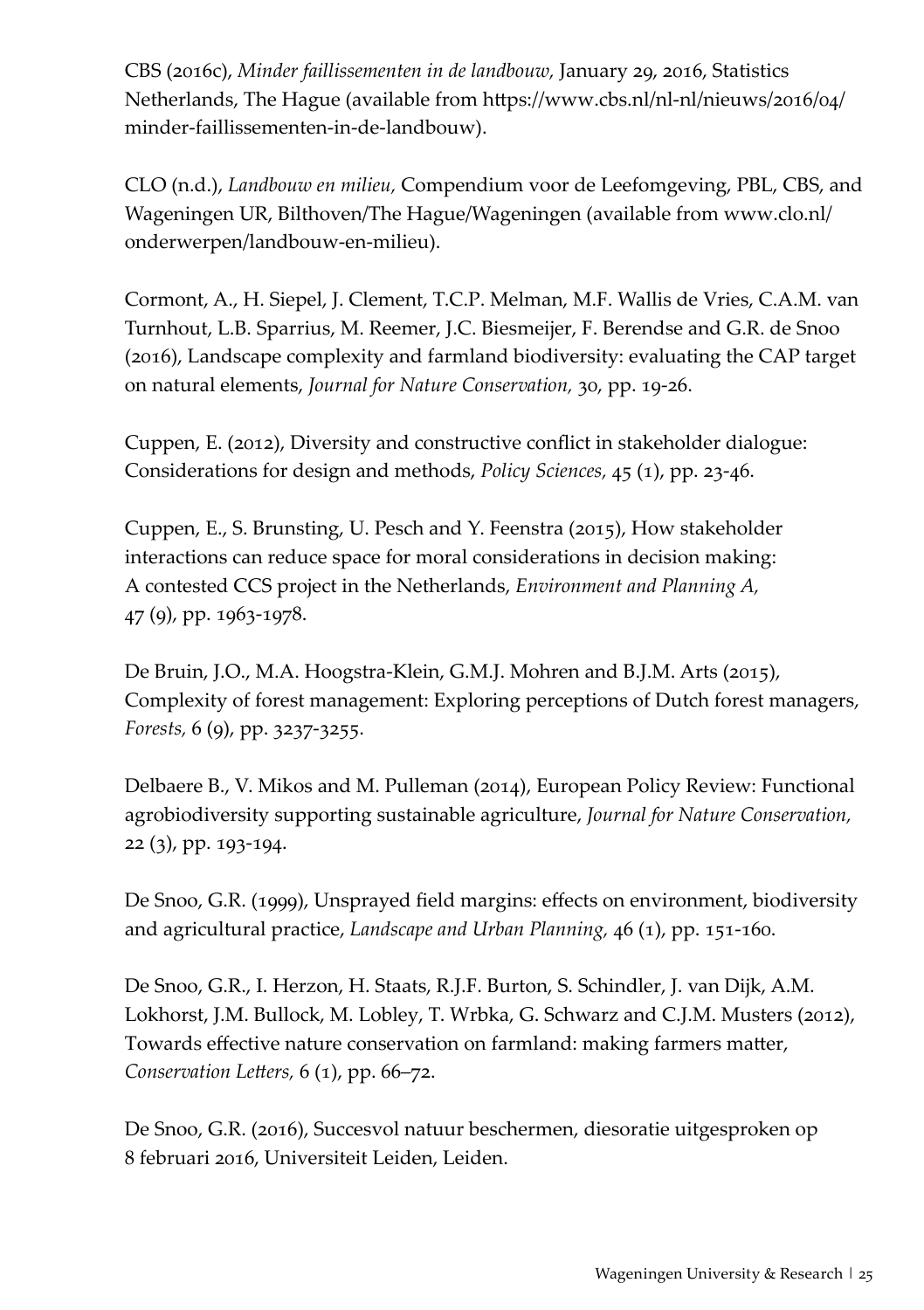CBS (2016c), *Minder faillissementen in de landbouw,* January 29, 2016, Statistics Netherlands, The Hague (available from https://www.cbs.nl/nl-nl/nieuws/2016/04/minder-faillissementen-in-de-landbouw).

CLO (n.d.), *Landbouw en milieu,* Compendium voor de Leefomgeving, PBL, CBS, and Wageningen UR, Bilthoven/The Hague/Wageningen (available from www.clo.nl/onderwerpen/landbouw-en-milieu).

Cormont, A., H. Siepel, J. Clement, T.C.P. Melman, M.F. Wallis de Vries, C.A.M. van Turnhout, L.B. Sparrius, M. Reemer, J.C. Biesmeijer, F. Berendse and G.R. de Snoo (2016), Landscape complexity and farmland biodiversity: evaluating the CAP target on natural elements, *Journal for Nature Conservation,* 30, pp. 19-26.

Cuppen, E. (2012), Diversity and constructive conflict in stakeholder dialogue: Considerations for design and methods, *Policy Sciences,* 45 (1), pp. 23-46.

Cuppen, E., S. Brunsting, U. Pesch and Y. Feenstra (2015), How stakeholder interactions can reduce space for moral considerations in decision making: A contested CCS project in the Netherlands, *Environment and Planning A,* 47 (9), pp. 1963-1978.

De Bruin, J.O., M.A. Hoogstra-Klein, G.M.J. Mohren and B.J.M. Arts (2015), Complexity of forest management: Exploring perceptions of Dutch forest managers, *Forests,* 6 (9), pp. 3237-3255.

Delbaere B., V. Mikos and M. Pulleman (2014), European Policy Review: Functional agrobiodiversity supporting sustainable agriculture, *Journal for Nature Conservation,* 22 (3), pp. 193-194.

De Snoo, G.R. (1999), Unsprayed field margins: effects on environment, biodiversity and agricultural practice, *Landscape and Urban Planning,* 46 (1), pp. 151-160.

De Snoo, G.R., I. Herzon, H. Staats, R.J.F. Burton, S. Schindler, J. van Dijk, A.M. Lokhorst, J.M. Bullock, M. Lobley, T. Wrbka, G. Schwarz and C.J.M. Musters (2012), Towards effective nature conservation on farmland: making farmers matter, *Conservation Letters,* 6 (1), pp. 66–72.

De Snoo, G.R. (2016), Succesvol natuur beschermen, diesoratie uitgesproken op 8 februari 2016, Universiteit Leiden, Leiden.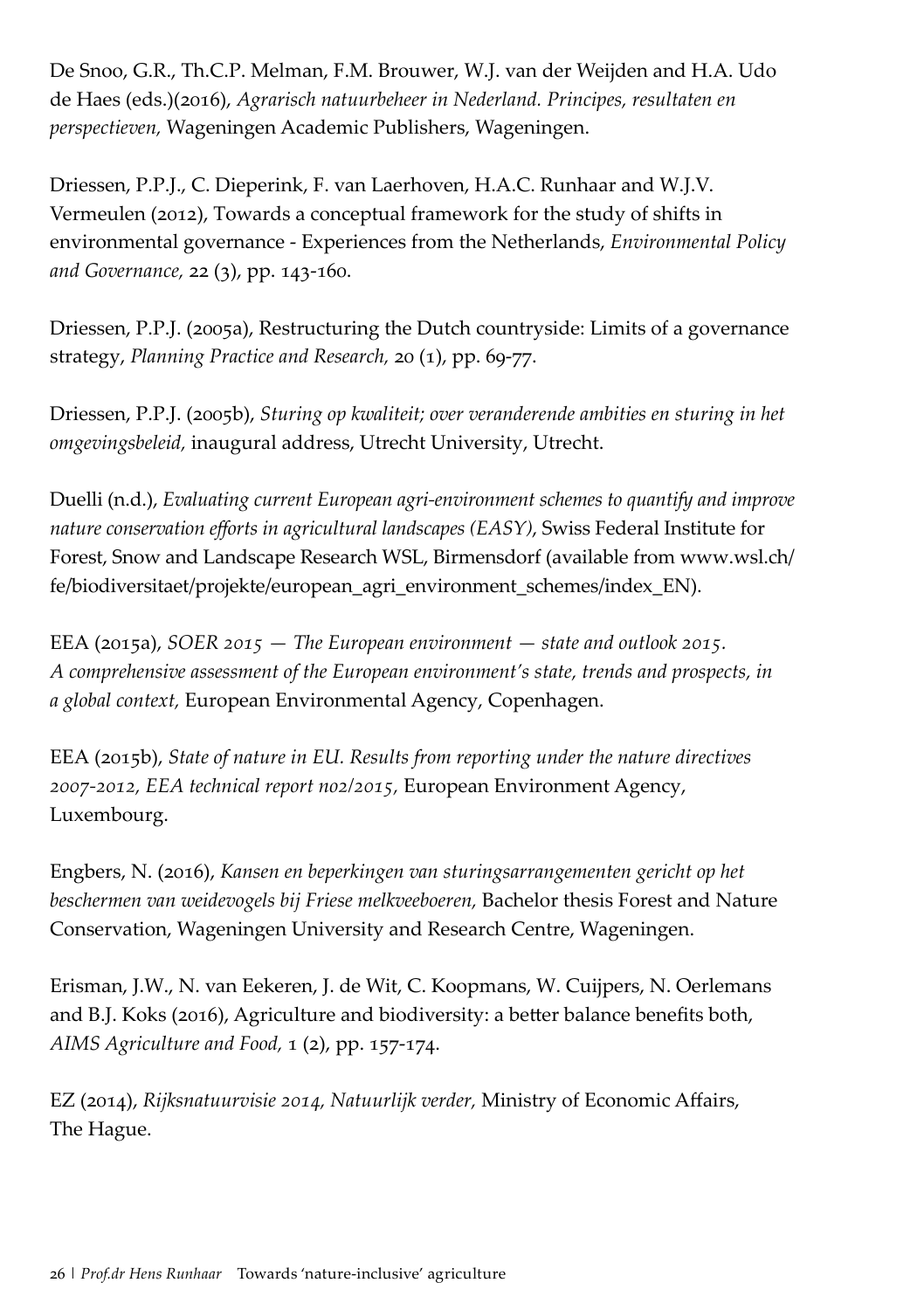De Snoo, G.R., Th.C.P. Melman, F.M. Brouwer, W.J. van der Weijden and H.A. Udo de Haes (eds.)(2016), *Agrarisch natuurbeheer in Nederland. Principes, resultaten en perspectieven,* Wageningen Academic Publishers, Wageningen.

Driessen, P.P.J., C. Dieperink, F. van Laerhoven, H.A.C. Runhaar and W.J.V. Vermeulen (2012), Towards a conceptual framework for the study of shifts in environmental governance - Experiences from the Netherlands, *Environmental Policy and Governance,* 22 (3), pp. 143-160.

Driessen, P.P.J. (2005a), Restructuring the Dutch countryside: Limits of a governance strategy, *Planning Practice and Research,* 20 (1), pp. 69-77.

Driessen, P.P.J. (2005b), *Sturing op kwaliteit; over veranderende ambities en sturing in het omgevingsbeleid,* inaugural address, Utrecht University, Utrecht.

Duelli (n.d.), *Evaluating current European agri-environment schemes to quantify and improve nature conservation efforts in agricultural landscapes (EASY)*, Swiss Federal Institute for Forest, Snow and Landscape Research WSL, Birmensdorf (available from www.wsl.ch/fe/biodiversitaet/projekte/european_agri_environment_schemes/index_EN).

EEA (2015a), *SOER 2015 — The European environment — state and outlook 2015. A comprehensive assessment of the European environment's state, trends and prospects, in a global context,* European Environmental Agency, Copenhagen.

EEA (2015b), *State of nature in EU. Results from reporting under the nature directives 2007-2012, EEA technical report no2/2015,* European Environment Agency, Luxembourg.

Engbers, N. (2016), *Kansen en beperkingen van sturingsarrangementen gericht op het beschermen van weidevogels bij Friese melkveeboeren,* Bachelor thesis Forest and Nature Conservation, Wageningen University and Research Centre, Wageningen.

Erisman, J.W., N. van Eekeren, J. de Wit, C. Koopmans, W. Cuijpers, N. Oerlemans and B.J. Koks (2016), Agriculture and biodiversity: a better balance benefits both, *AIMS Agriculture and Food,* 1 (2), pp. 157-174.

EZ (2014), *Rijksnatuurvisie 2014, Natuurlijk verder,* Ministry of Economic Affairs, The Hague.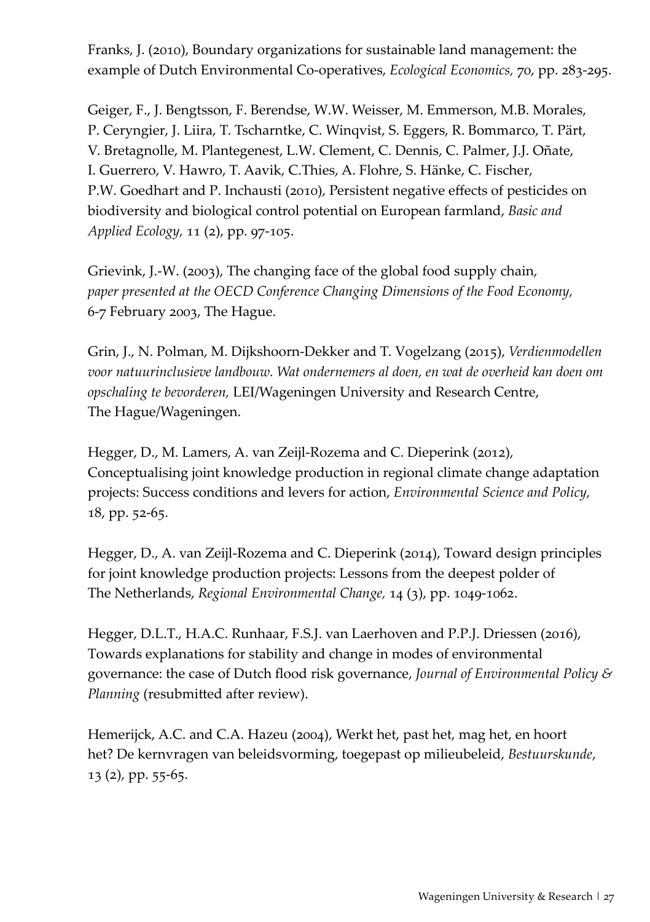Franks, J. (2010), Boundary organizations for sustainable land management: the example of Dutch Environmental Co-operatives, *Ecological Economics,* 70, pp. 283-295.

Geiger, F., J. Bengtsson, F. Berendse, W.W. Weisser, M. Emmerson, M.B. Morales, P. Ceryngier, J. Liira, T. Tscharntke, C. Winqvist, S. Eggers, R. Bommarco, T. Pärt, V. Bretagnolle, M. Plantegenest, L.W. Clement, C. Dennis, C. Palmer, J.J. Oñate, I. Guerrero, V. Hawro, T. Aavik, C.Thies, A. Flohre, S. Hänke, C. Fischer, P.W. Goedhart and P. Inchausti (2010), Persistent negative effects of pesticides on biodiversity and biological control potential on European farmland, *Basic and Applied Ecology,* 11 (2), pp. 97-105.

Grievink, J.-W. (2003), The changing face of the global food supply chain, *paper presented at the OECD Conference Changing Dimensions of the Food Economy,* 6-7 February 2003, The Hague.

Grin, J., N. Polman, M. Dijkshoorn-Dekker and T. Vogelzang (2015), *Verdienmodellen voor natuurinclusieve landbouw. Wat ondernemers al doen, en wat de overheid kan doen om opschaling te bevorderen,* LEI/Wageningen University and Research Centre, The Hague/Wageningen.

Hegger, D., M. Lamers, A. van Zeijl-Rozema and C. Dieperink (2012), Conceptualising joint knowledge production in regional climate change adaptation projects: Success conditions and levers for action, *Environmental Science and Policy,* 18, pp. 52-65.

Hegger, D., A. van Zeijl-Rozema and C. Dieperink (2014), Toward design principles for joint knowledge production projects: Lessons from the deepest polder of The Netherlands, *Regional Environmental Change,* 14 (3), pp. 1049-1062.

Hegger, D.L.T., H.A.C. Runhaar, F.S.J. van Laerhoven and P.P.J. Driessen (2016), Towards explanations for stability and change in modes of environmental governance: the case of Dutch flood risk governance, *Journal of Environmental Policy & Planning* (resubmitted after review).

Hemerijck, A.C. and C.A. Hazeu (2004), Werkt het, past het, mag het, en hoort het? De kernvragen van beleidsvorming, toegepast op milieubeleid, *Bestuurskunde*, 13 (2), pp. 55-65.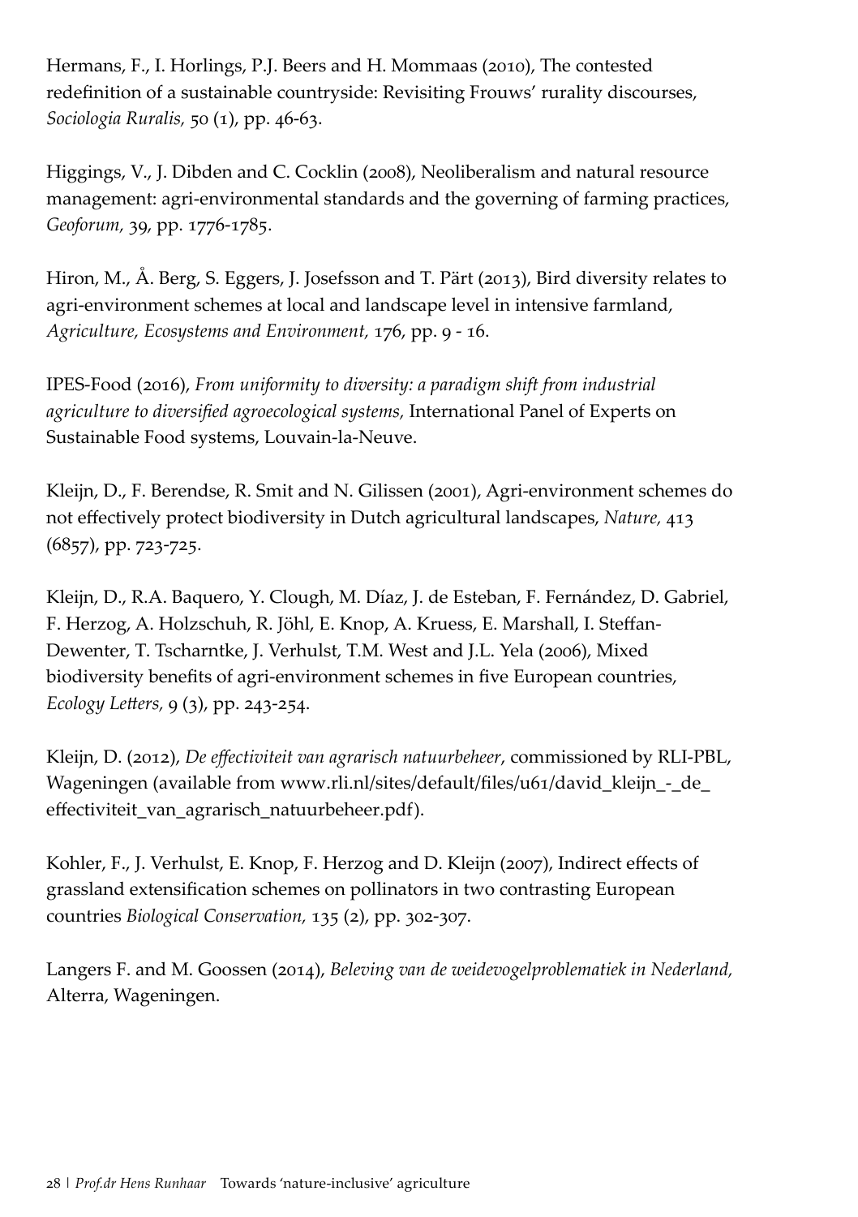Hermans, F., I. Horlings, P.J. Beers and H. Mommaas (2010), The contested redefinition of a sustainable countryside: Revisiting Frouws' rurality discourses, *Sociologia Ruralis,* 50 (1), pp. 46-63.

Higgings, V., J. Dibden and C. Cocklin (2008), Neoliberalism and natural resource management: agri-environmental standards and the governing of farming practices, *Geoforum,* 39, pp. 1776-1785.

Hiron, M., Å. Berg, S. Eggers, J. Josefsson and T. Pärt (2013), Bird diversity relates to agri-environment schemes at local and landscape level in intensive farmland, *Agriculture, Ecosystems and Environment,* 176, pp. 9 - 16.

IPES-Food (2016), *From uniformity to diversity: a paradigm shift from industrial agriculture to diversified agroecological systems,* International Panel of Experts on Sustainable Food systems, Louvain-la-Neuve.

Kleijn, D., F. Berendse, R. Smit and N. Gilissen (2001), Agri-environment schemes do not effectively protect biodiversity in Dutch agricultural landscapes, *Nature,* 413 (6857), pp. 723-725.

Kleijn, D., R.A. Baquero, Y. Clough, M. Díaz, J. de Esteban, F. Fernández, D. Gabriel, F. Herzog, A. Holzschuh, R. Jöhl, E. Knop, A. Kruess, E. Marshall, I. Steffan-Dewenter, T. Tscharntke, J. Verhulst, T.M. West and J.L. Yela (2006), Mixed biodiversity benefits of agri-environment schemes in five European countries, *Ecology Letters,* 9 (3), pp. 243-254.

Kleijn, D. (2012), *De effectiviteit van agrarisch natuurbeheer*, commissioned by RLI-PBL, Wageningen (available from www.rli.nl/sites/default/files/u61/david_kleijn_-_de_effectiviteit_van_agrarisch_natuurbeheer.pdf).

Kohler, F., J. Verhulst, E. Knop, F. Herzog and D. Kleijn (2007), Indirect effects of grassland extensification schemes on pollinators in two contrasting European countries *Biological Conservation,* 135 (2), pp. 302-307.

Langers F. and M. Goossen (2014), *Beleving van de weidevogelproblematiek in Nederland,* Alterra, Wageningen.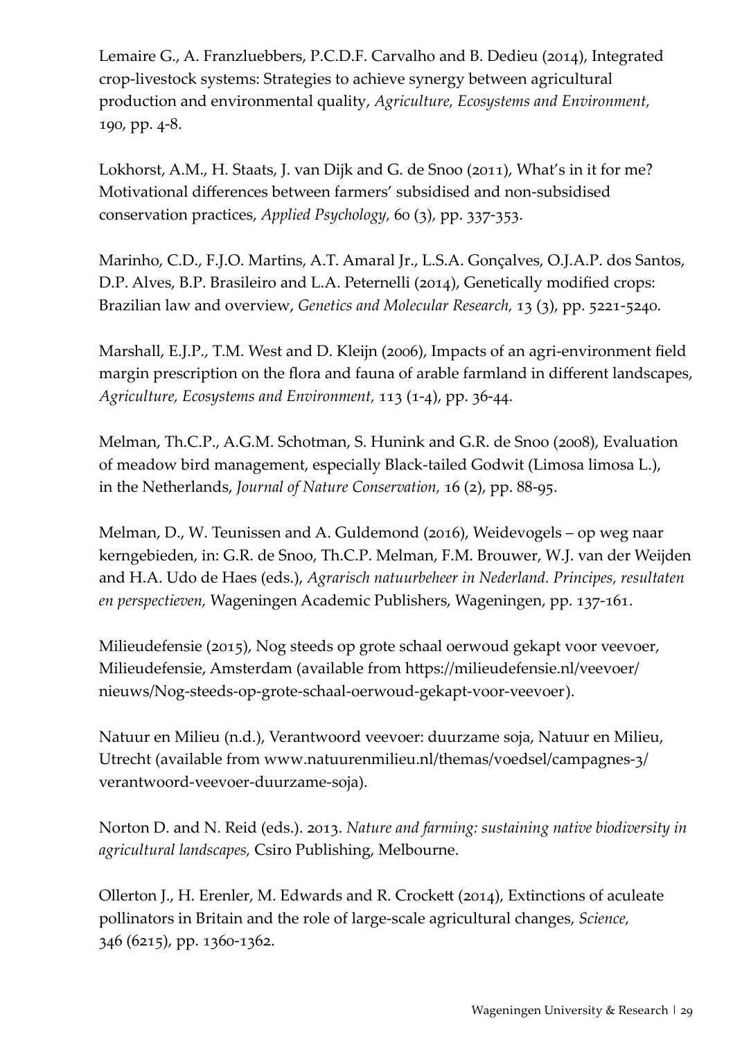Lemaire G., A. Franzluebbers, P.C.D.F. Carvalho and B. Dedieu (2014), Integrated crop-livestock systems: Strategies to achieve synergy between agricultural production and environmental quality, *Agriculture, Ecosystems and Environment,* 190, pp. 4-8.

Lokhorst, A.M., H. Staats, J. van Dijk and G. de Snoo (2011), What's in it for me? Motivational differences between farmers' subsidised and non-subsidised conservation practices, *Applied Psychology,* 60 (3), pp. 337-353.

Marinho, C.D., F.J.O. Martins, A.T. Amaral Jr., L.S.A. Gonçalves, O.J.A.P. dos Santos, D.P. Alves, B.P. Brasileiro and L.A. Peternelli (2014), Genetically modified crops: Brazilian law and overview, *Genetics and Molecular Research,* 13 (3), pp. 5221-5240.

Marshall, E.J.P., T.M. West and D. Kleijn (2006), Impacts of an agri-environment field margin prescription on the flora and fauna of arable farmland in different landscapes, *Agriculture, Ecosystems and Environment,* 113 (1-4), pp. 36-44.

Melman, Th.C.P., A.G.M. Schotman, S. Hunink and G.R. de Snoo (2008), Evaluation of meadow bird management, especially Black-tailed Godwit (Limosa limosa L.), in the Netherlands, *Journal of Nature Conservation,* 16 (2), pp. 88-95.

Melman, D., W. Teunissen and A. Guldemond (2016), Weidevogels – op weg naar kerngebieden, in: G.R. de Snoo, Th.C.P. Melman, F.M. Brouwer, W.J. van der Weijden and H.A. Udo de Haes (eds.), *Agrarisch natuurbeheer in Nederland. Principes, resultaten en perspectieven,* Wageningen Academic Publishers, Wageningen, pp. 137-161.

Milieudefensie (2015), Nog steeds op grote schaal oerwoud gekapt voor veevoer, Milieudefensie, Amsterdam (available from https://milieudefensie.nl/veevoer/nieuws/Nog-steeds-op-grote-schaal-oerwoud-gekapt-voor-veevoer).

Natuur en Milieu (n.d.), Verantwoord veevoer: duurzame soja, Natuur en Milieu, Utrecht (available from www.natuurenmilieu.nl/themas/voedsel/campagnes-3/verantwoord-veevoer-duurzame-soja).

Norton D. and N. Reid (eds.). 2013. *Nature and farming: sustaining native biodiversity in agricultural landscapes,* Csiro Publishing, Melbourne.

Ollerton J., H. Erenler, M. Edwards and R. Crockett (2014), Extinctions of aculeate pollinators in Britain and the role of large-scale agricultural changes, *Science,* 346 (6215), pp. 1360-1362.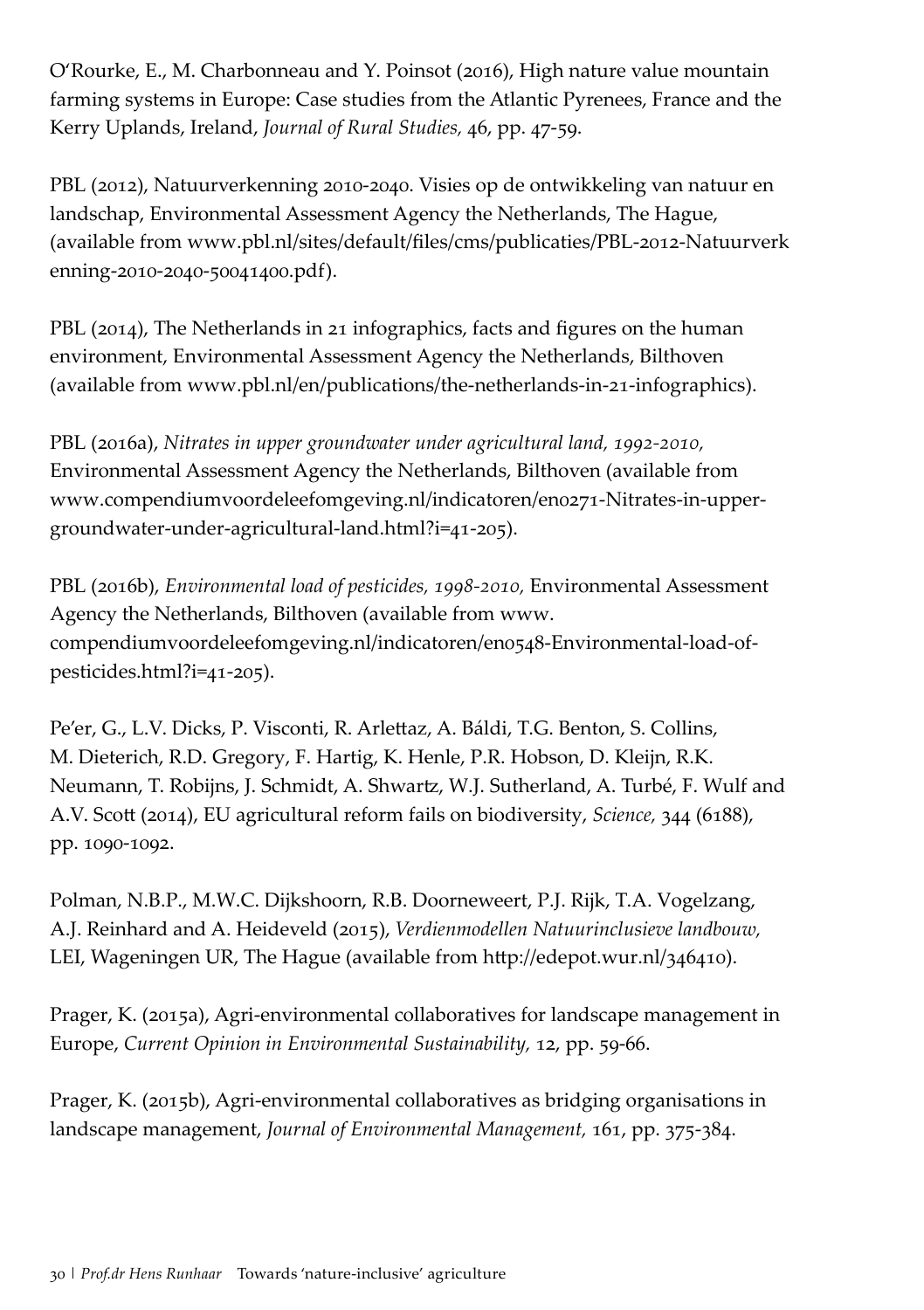O'Rourke, E., M. Charbonneau and Y. Poinsot (2016), High nature value mountain farming systems in Europe: Case studies from the Atlantic Pyrenees, France and the Kerry Uplands, Ireland, *Journal of Rural Studies,* 46, pp. 47-59.

PBL (2012), Natuurverkenning 2010-2040. Visies op de ontwikkeling van natuur en landschap, Environmental Assessment Agency the Netherlands, The Hague, (available from www.pbl.nl/sites/default/files/cms/publicaties/PBL-2012-Natuurverkenning-2010-2040-50041400.pdf).

PBL (2014), The Netherlands in 21 infographics, facts and figures on the human environment, Environmental Assessment Agency the Netherlands, Bilthoven (available from www.pbl.nl/en/publications/the-netherlands-in-21-infographics).

PBL (2016a), *Nitrates in upper groundwater under agricultural land, 1992-2010,* Environmental Assessment Agency the Netherlands, Bilthoven (available from www.compendiumvoordeleefomgeving.nl/indicatoren/en0271-Nitrates-in-upper-groundwater-under-agricultural-land.html?i=41-205).

PBL (2016b), *Environmental load of pesticides, 1998-2010,* Environmental Assessment Agency the Netherlands, Bilthoven (available from www.compendiumvoordeleefomgeving.nl/indicatoren/en0548-Environmental-load-of-pesticides.html?i=41-205).

Pe'er, G., L.V. Dicks, P. Visconti, R. Arlettaz, A. Báldi, T.G. Benton, S. Collins, M. Dieterich, R.D. Gregory, F. Hartig, K. Henle, P.R. Hobson, D. Kleijn, R.K. Neumann, T. Robijns, J. Schmidt, A. Shwartz, W.J. Sutherland, A. Turbé, F. Wulf and A.V. Scott (2014), EU agricultural reform fails on biodiversity, *Science,* 344 (6188), pp. 1090-1092.

Polman, N.B.P., M.W.C. Dijkshoorn, R.B. Doorneweert, P.J. Rijk, T.A. Vogelzang, A.J. Reinhard and A. Heideveld (2015), *Verdienmodellen Natuurinclusieve landbouw,* LEI, Wageningen UR, The Hague (available from http://edepot.wur.nl/346410).

Prager, K. (2015a), Agri-environmental collaboratives for landscape management in Europe, *Current Opinion in Environmental Sustainability,* 12, pp. 59-66.

Prager, K. (2015b), Agri-environmental collaboratives as bridging organisations in landscape management, *Journal of Environmental Management,* 161, pp. 375-384.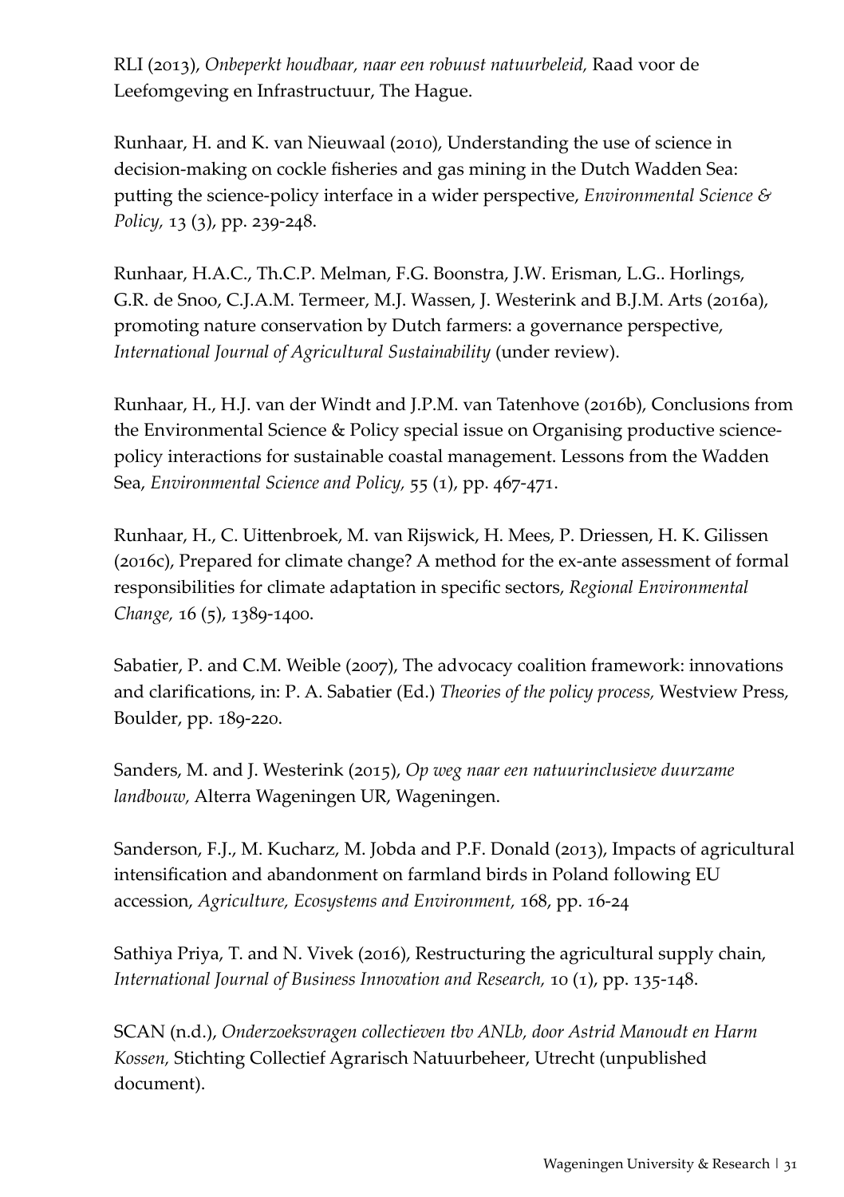RLI (2013), *Onbeperkt houdbaar, naar een robuust natuurbeleid,* Raad voor de Leefomgeving en Infrastructuur, The Hague.

Runhaar, H. and K. van Nieuwaal (2010), Understanding the use of science in decision-making on cockle fisheries and gas mining in the Dutch Wadden Sea: putting the science-policy interface in a wider perspective, *Environmental Science & Policy,* 13 (3), pp. 239-248.

Runhaar, H.A.C., Th.C.P. Melman, F.G. Boonstra, J.W. Erisman, L.G.. Horlings, G.R. de Snoo, C.J.A.M. Termeer, M.J. Wassen, J. Westerink and B.J.M. Arts (2016a), promoting nature conservation by Dutch farmers: a governance perspective, *International Journal of Agricultural Sustainability* (under review).

Runhaar, H., H.J. van der Windt and J.P.M. van Tatenhove (2016b), Conclusions from the Environmental Science & Policy special issue on Organising productive science-policy interactions for sustainable coastal management. Lessons from the Wadden Sea, *Environmental Science and Policy,* 55 (1), pp. 467-471.

Runhaar, H., C. Uittenbroek, M. van Rijswick, H. Mees, P. Driessen, H. K. Gilissen (2016c), Prepared for climate change? A method for the ex-ante assessment of formal responsibilities for climate adaptation in specific sectors, *Regional Environmental Change,* 16 (5), 1389-1400.

Sabatier, P. and C.M. Weible (2007), The advocacy coalition framework: innovations and clarifications, in: P. A. Sabatier (Ed.) *Theories of the policy process,* Westview Press, Boulder, pp. 189-220.

Sanders, M. and J. Westerink (2015), *Op weg naar een natuurinclusieve duurzame landbouw,* Alterra Wageningen UR, Wageningen.

Sanderson, F.J., M. Kucharz, M. Jobda and P.F. Donald (2013), Impacts of agricultural intensification and abandonment on farmland birds in Poland following EU accession, *Agriculture, Ecosystems and Environment,* 168, pp. 16-24

Sathiya Priya, T. and N. Vivek (2016), Restructuring the agricultural supply chain, *International Journal of Business Innovation and Research,* 10 (1), pp. 135-148.

SCAN (n.d.), *Onderzoeksvragen collectieven tbv ANLb, door Astrid Manoudt en Harm Kossen,* Stichting Collectief Agrarisch Natuurbeheer, Utrecht (unpublished document).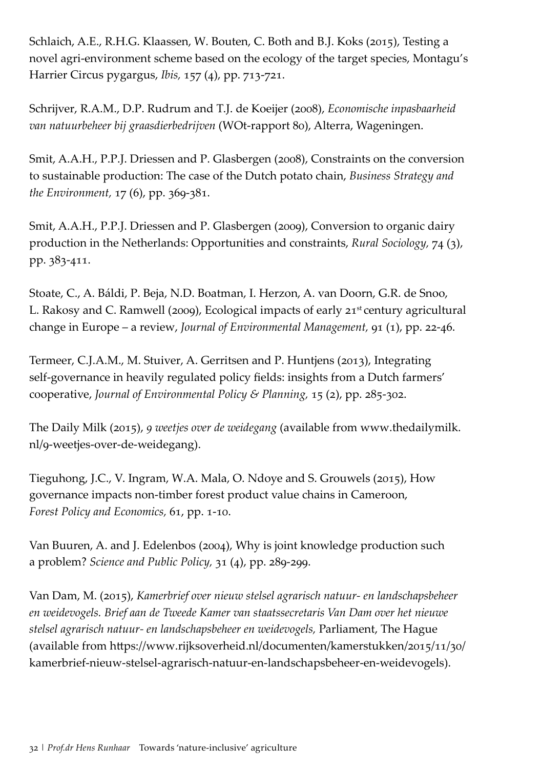Schlaich, A.E., R.H.G. Klaassen, W. Bouten, C. Both and B.J. Koks (2015), Testing a novel agri-environment scheme based on the ecology of the target species, Montagu's Harrier Circus pygargus, *Ibis,* 157 (4), pp. 713-721.

Schrijver, R.A.M., D.P. Rudrum and T.J. de Koeijer (2008), *Economische inpasbaarheid van natuurbeheer bij graasdierbedrijven* (WOt-rapport 80), Alterra, Wageningen.

Smit, A.A.H., P.P.J. Driessen and P. Glasbergen (2008), Constraints on the conversion to sustainable production: The case of the Dutch potato chain, *Business Strategy and the Environment,* 17 (6), pp. 369-381.

Smit, A.A.H., P.P.J. Driessen and P. Glasbergen (2009), Conversion to organic dairy production in the Netherlands: Opportunities and constraints, *Rural Sociology,* 74 (3), pp. 383-411.

Stoate, C., A. Báldi, P. Beja, N.D. Boatman, I. Herzon, A. van Doorn, G.R. de Snoo, L. Rakosy and C. Ramwell (2009), Ecological impacts of early 21st century agricultural change in Europe – a review, *Journal of Environmental Management,* 91 (1), pp. 22-46.

Termeer, C.J.A.M., M. Stuiver, A. Gerritsen and P. Huntjens (2013), Integrating self-governance in heavily regulated policy fields: insights from a Dutch farmers' cooperative, *Journal of Environmental Policy & Planning,* 15 (2), pp. 285-302.

The Daily Milk (2015), *9 weetjes over de weidegang* (available from www.thedailymilk.nl/9-weetjes-over-de-weidegang).

Tieguhong, J.C., V. Ingram, W.A. Mala, O. Ndoye and S. Grouwels (2015), How governance impacts non-timber forest product value chains in Cameroon, *Forest Policy and Economics,* 61, pp. 1-10.

Van Buuren, A. and J. Edelenbos (2004), Why is joint knowledge production such a problem? *Science and Public Policy,* 31 (4), pp. 289-299.

Van Dam, M. (2015), *Kamerbrief over nieuw stelsel agrarisch natuur- en landschapsbeheer en weidevogels. Brief aan de Tweede Kamer van staatssecretaris Van Dam over het nieuwe stelsel agrarisch natuur- en landschapsbeheer en weidevogels,* Parliament, The Hague (available from https://www.rijksoverheid.nl/documenten/kamerstukken/2015/11/30/kamerbrief-nieuw-stelsel-agrarisch-natuur-en-landschapsbeheer-en-weidevogels).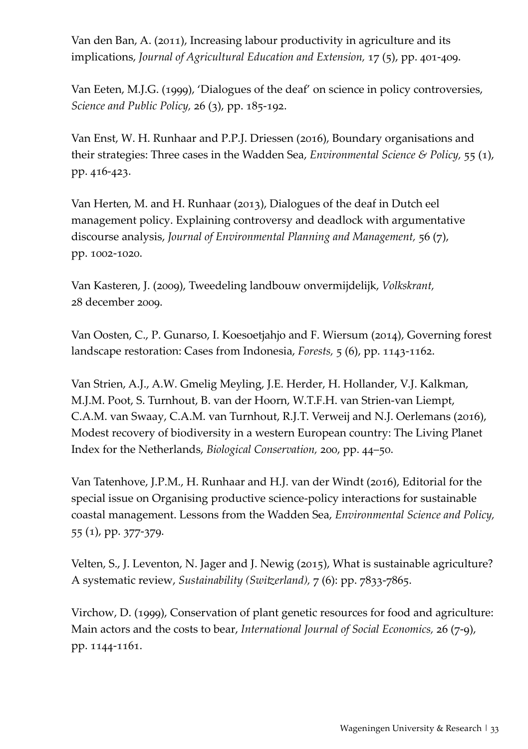Van den Ban, A. (2011), Increasing labour productivity in agriculture and its implications, *Journal of Agricultural Education and Extension,* 17 (5), pp. 401-409.

Van Eeten, M.J.G. (1999), 'Dialogues of the deaf' on science in policy controversies, *Science and Public Policy,* 26 (3), pp. 185-192.

Van Enst, W. H. Runhaar and P.P.J. Driessen (2016), Boundary organisations and their strategies: Three cases in the Wadden Sea, *Environmental Science & Policy,* 55 (1), pp. 416-423.

Van Herten, M. and H. Runhaar (2013), Dialogues of the deaf in Dutch eel management policy. Explaining controversy and deadlock with argumentative discourse analysis, *Journal of Environmental Planning and Management,* 56 (7), pp. 1002-1020.

Van Kasteren, J. (2009), Tweedeling landbouw onvermijdelijk, *Volkskrant,* 28 december 2009.

Van Oosten, C., P. Gunarso, I. Koesoetjahjo and F. Wiersum (2014), Governing forest landscape restoration: Cases from Indonesia, *Forests,* 5 (6), pp. 1143-1162.

Van Strien, A.J., A.W. Gmelig Meyling, J.E. Herder, H. Hollander, V.J. Kalkman, M.J.M. Poot, S. Turnhout, B. van der Hoorn, W.T.F.H. van Strien-van Liempt, C.A.M. van Swaay, C.A.M. van Turnhout, R.J.T. Verweij and N.J. Oerlemans (2016), Modest recovery of biodiversity in a western European country: The Living Planet Index for the Netherlands, *Biological Conservation,* 200, pp. 44–50.

Van Tatenhove, J.P.M., H. Runhaar and H.J. van der Windt (2016), Editorial for the special issue on Organising productive science-policy interactions for sustainable coastal management. Lessons from the Wadden Sea, *Environmental Science and Policy,* 55 (1), pp. 377-379.

Velten, S., J. Leventon, N. Jager and J. Newig (2015), What is sustainable agriculture? A systematic review, *Sustainability (Switzerland),* 7 (6): pp. 7833-7865.

Virchow, D. (1999), Conservation of plant genetic resources for food and agriculture: Main actors and the costs to bear, *International Journal of Social Economics,* 26 (7-9), pp. 1144-1161.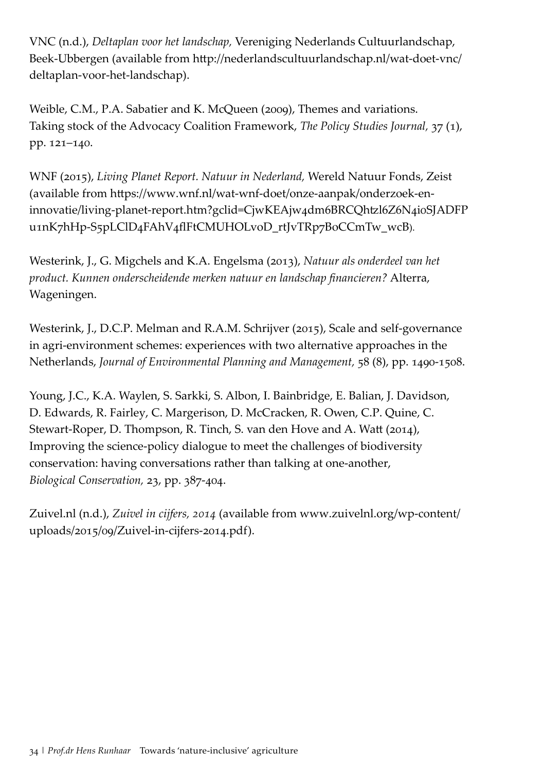VNC (n.d.), *Deltaplan voor het landschap,* Vereniging Nederlands Cultuurlandschap, Beek-Ubbergen (available from http://nederlandscultuurlandschap.nl/wat-doet-vnc/deltaplan-voor-het-landschap).

Weible, C.M., P.A. Sabatier and K. McQueen (2009), Themes and variations. Taking stock of the Advocacy Coalition Framework, *The Policy Studies Journal,* 37 (1), pp. 121–140.

WNF (2015), *Living Planet Report. Natuur in Nederland,* Wereld Natuur Fonds, Zeist (available from https://www.wnf.nl/wat-wnf-doet/onze-aanpak/onderzoek-en-innovatie/living-planet-report.htm?gclid=CjwKEAjw4dm6BRCQhtzl6Z6N4i0SJADFPu1nK7hHp-S5pLClD4FAhV4flFtCMUHOLv0D_rtJvTRp7B0CCmTw_wcB).

Westerink, J., G. Migchels and K.A. Engelsma (2013), *Natuur als onderdeel van het product. Kunnen onderscheidende merken natuur en landschap financieren?* Alterra, Wageningen.

Westerink, J., D.C.P. Melman and R.A.M. Schrijver (2015), Scale and self-governance in agri-environment schemes: experiences with two alternative approaches in the Netherlands, *Journal of Environmental Planning and Management,* 58 (8), pp. 1490-1508.

Young, J.C., K.A. Waylen, S. Sarkki, S. Albon, I. Bainbridge, E. Balian, J. Davidson, D. Edwards, R. Fairley, C. Margerison, D. McCracken, R. Owen, C.P. Quine, C. Stewart-Roper, D. Thompson, R. Tinch, S. van den Hove and A. Watt (2014), Improving the science-policy dialogue to meet the challenges of biodiversity conservation: having conversations rather than talking at one-another, *Biological Conservation,* 23, pp. 387-404.

Zuivel.nl (n.d.), *Zuivel in cijfers, 2014* (available from www.zuivelnl.org/wp-content/uploads/2015/09/Zuivel-in-cijfers-2014.pdf).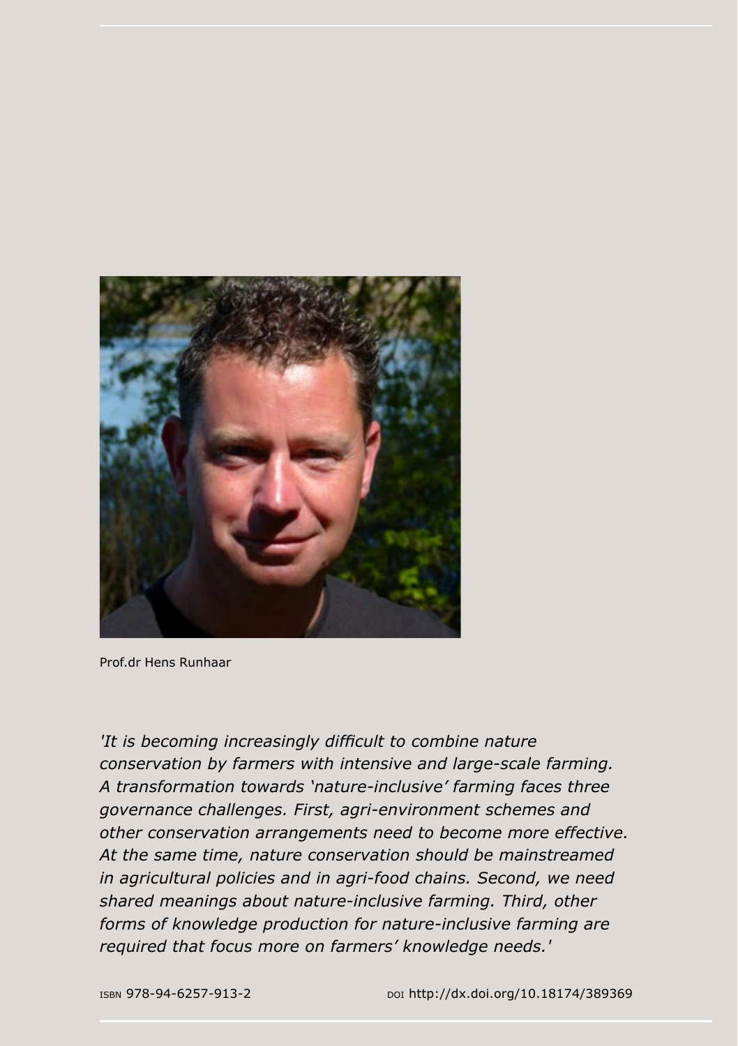Prof.dr Hens Runhaar

*'It is becoming increasingly difficult to combine nature conservation by farmers with intensive and large-scale farming. A transformation towards 'nature-inclusive' farming faces three governance challenges. First, agri-environment schemes and other conservation arrangements need to become more effective. At the same time, nature conservation should be mainstreamed in agricultural policies and in agri-food chains. Second, we need shared meanings about nature-inclusive farming. Third, other forms of knowledge production for nature-inclusive farming are required that focus more on farmers' knowledge needs.'*

ISBN 978-94-6257-913-2

DOI http://dx.doi.org/10.18174/389369